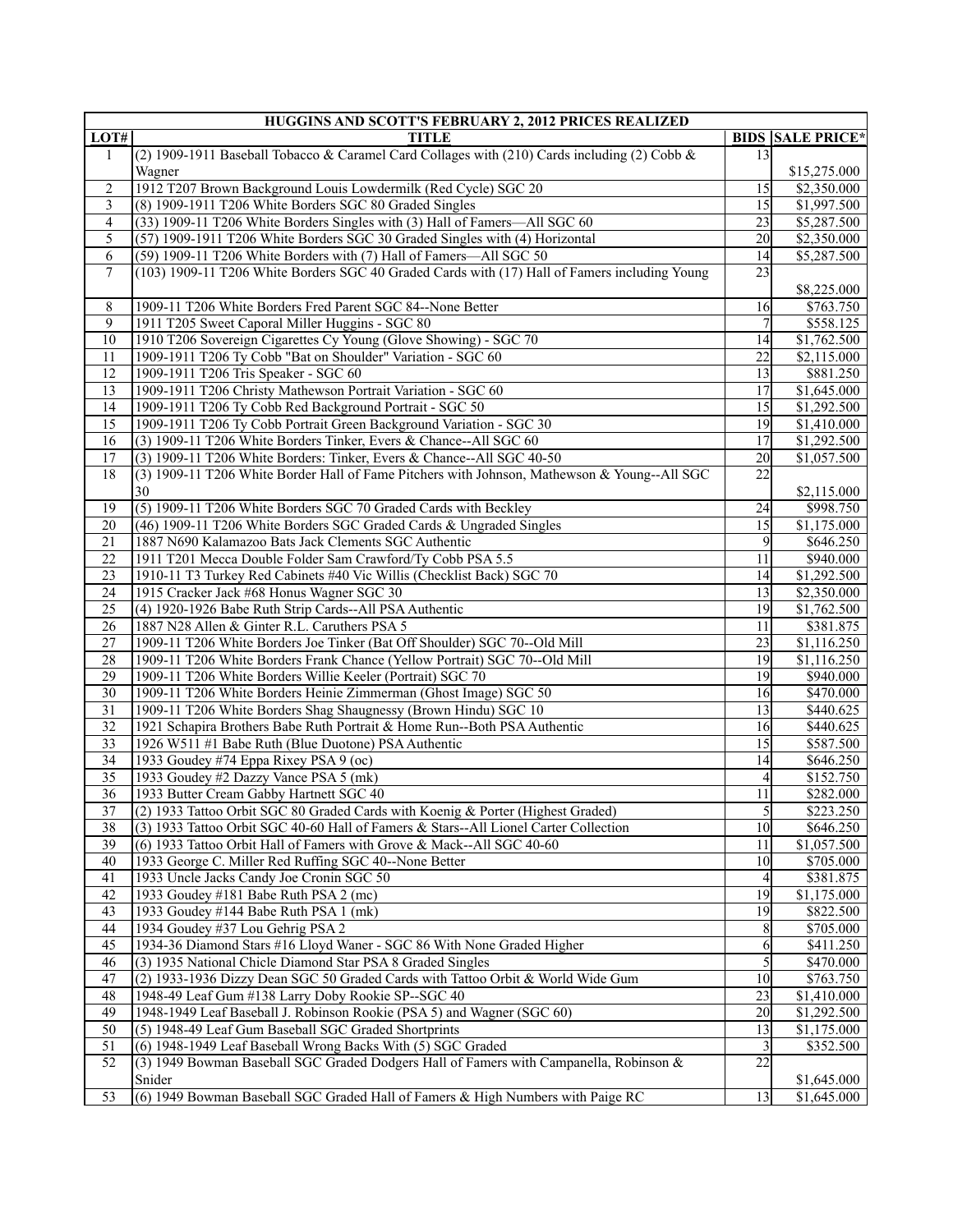| HUGGINS AND SCOTT'S FEBRUARY 2, 2012 PRICES REALIZED | | | |
|---|---|---|---|
| LOT# | TITLE | BIDS | SALE PRICE* |
| 1 | (2) 1909-1911 Baseball Tobacco & Caramel Card Collages with (210) Cards including (2) Cobb & Wagner | 13 | $15,275.000 |
| 2 | 1912 T207 Brown Background Louis Lowdermilk (Red Cycle) SGC 20 | 15 | $2,350.000 |
| 3 | (8) 1909-1911 T206 White Borders SGC 80 Graded Singles | 15 | $1,997.500 |
| 4 | (33) 1909-11 T206 White Borders Singles with (3) Hall of Famers—All SGC 60 | 23 | $5,287.500 |
| 5 | (57) 1909-1911 T206 White Borders SGC 30 Graded Singles with (4) Horizontal | 20 | $2,350.000 |
| 6 | (59) 1909-11 T206 White Borders with (7) Hall of Famers—All SGC 50 | 14 | $5,287.500 |
| 7 | (103) 1909-11 T206 White Borders SGC 40 Graded Cards with (17) Hall of Famers including Young | 23 | $8,225.000 |
| 8 | 1909-11 T206 White Borders Fred Parent SGC 84--None Better | 16 | $763.750 |
| 9 | 1911 T205 Sweet Caporal Miller Huggins - SGC 80 | 7 | $558.125 |
| 10 | 1910 T206 Sovereign Cigarettes Cy Young (Glove Showing) - SGC 70 | 14 | $1,762.500 |
| 11 | 1909-1911 T206 Ty Cobb "Bat on Shoulder" Variation - SGC 60 | 22 | $2,115.000 |
| 12 | 1909-1911 T206 Tris Speaker - SGC 60 | 13 | $881.250 |
| 13 | 1909-1911 T206 Christy Mathewson Portrait Variation - SGC 60 | 17 | $1,645.000 |
| 14 | 1909-1911 T206 Ty Cobb Red Background Portrait - SGC 50 | 15 | $1,292.500 |
| 15 | 1909-1911 T206 Ty Cobb Portrait Green Background Variation - SGC 30 | 19 | $1,410.000 |
| 16 | (3) 1909-11 T206 White Borders Tinker, Evers & Chance--All SGC 60 | 17 | $1,292.500 |
| 17 | (3) 1909-11 T206 White Borders: Tinker, Evers & Chance--All SGC 40-50 | 20 | $1,057.500 |
| 18 | (3) 1909-11 T206 White Border Hall of Fame Pitchers with Johnson, Mathewson & Young--All SGC 30 | 22 | $2,115.000 |
| 19 | (5) 1909-11 T206 White Borders SGC 70 Graded Cards with Beckley | 24 | $998.750 |
| 20 | (46) 1909-11 T206 White Borders SGC Graded Cards & Ungraded Singles | 15 | $1,175.000 |
| 21 | 1887 N690 Kalamazoo Bats Jack Clements SGC Authentic | 9 | $646.250 |
| 22 | 1911 T201 Mecca Double Folder Sam Crawford/Ty Cobb PSA 5.5 | 11 | $940.000 |
| 23 | 1910-11 T3 Turkey Red Cabinets #40 Vic Willis (Checklist Back) SGC 70 | 14 | $1,292.500 |
| 24 | 1915 Cracker Jack #68 Honus Wagner SGC 30 | 13 | $2,350.000 |
| 25 | (4) 1920-1926 Babe Ruth Strip Cards--All PSA Authentic | 19 | $1,762.500 |
| 26 | 1887 N28 Allen & Ginter R.L. Caruthers PSA 5 | 11 | $381.875 |
| 27 | 1909-11 T206 White Borders Joe Tinker (Bat Off Shoulder) SGC 70--Old Mill | 23 | $1,116.250 |
| 28 | 1909-11 T206 White Borders Frank Chance (Yellow Portrait) SGC 70--Old Mill | 19 | $1,116.250 |
| 29 | 1909-11 T206 White Borders Willie Keeler (Portrait) SGC 70 | 19 | $940.000 |
| 30 | 1909-11 T206 White Borders Heinie Zimmerman (Ghost Image) SGC 50 | 16 | $470.000 |
| 31 | 1909-11 T206 White Borders Shag Shaugnessy (Brown Hindu) SGC 10 | 13 | $440.625 |
| 32 | 1921 Schapira Brothers Babe Ruth Portrait & Home Run--Both PSA Authentic | 16 | $440.625 |
| 33 | 1926 W511 #1 Babe Ruth (Blue Duotone) PSA Authentic | 15 | $587.500 |
| 34 | 1933 Goudey #74 Eppa Rixey PSA 9 (oc) | 14 | $646.250 |
| 35 | 1933 Goudey #2 Dazzy Vance PSA 5 (mk) | 4 | $152.750 |
| 36 | 1933 Butter Cream Gabby Hartnett SGC 40 | 11 | $282.000 |
| 37 | (2) 1933 Tattoo Orbit SGC 80 Graded Cards with Koenig & Porter (Highest Graded) | 5 | $223.250 |
| 38 | (3) 1933 Tattoo Orbit SGC 40-60 Hall of Famers & Stars--All Lionel Carter Collection | 10 | $646.250 |
| 39 | (6) 1933 Tattoo Orbit Hall of Famers with Grove & Mack--All SGC 40-60 | 11 | $1,057.500 |
| 40 | 1933 George C. Miller Red Ruffing SGC 40--None Better | 10 | $705.000 |
| 41 | 1933 Uncle Jacks Candy Joe Cronin SGC 50 | 4 | $381.875 |
| 42 | 1933 Goudey #181 Babe Ruth PSA 2 (mc) | 19 | $1,175.000 |
| 43 | 1933 Goudey #144 Babe Ruth PSA 1 (mk) | 19 | $822.500 |
| 44 | 1934 Goudey #37 Lou Gehrig PSA 2 | 8 | $705.000 |
| 45 | 1934-36 Diamond Stars #16 Lloyd Waner - SGC 86 With None Graded Higher | 6 | $411.250 |
| 46 | (3) 1935 National Chicle Diamond Star PSA 8 Graded Singles | 5 | $470.000 |
| 47 | (2) 1933-1936 Dizzy Dean SGC 50 Graded Cards with Tattoo Orbit & World Wide Gum | 10 | $763.750 |
| 48 | 1948-49 Leaf Gum #138 Larry Doby Rookie SP--SGC 40 | 23 | $1,410.000 |
| 49 | 1948-1949 Leaf Baseball J. Robinson Rookie (PSA 5) and Wagner (SGC 60) | 20 | $1,292.500 |
| 50 | (5) 1948-49 Leaf Gum Baseball SGC Graded Shortprints | 13 | $1,175.000 |
| 51 | (6) 1948-1949 Leaf Baseball Wrong Backs With (5) SGC Graded | 3 | $352.500 |
| 52 | (3) 1949 Bowman Baseball SGC Graded Dodgers Hall of Famers with Campanella, Robinson & Snider | 22 | $1,645.000 |
| 53 | (6) 1949 Bowman Baseball SGC Graded Hall of Famers & High Numbers with Paige RC | 13 | $1,645.000 |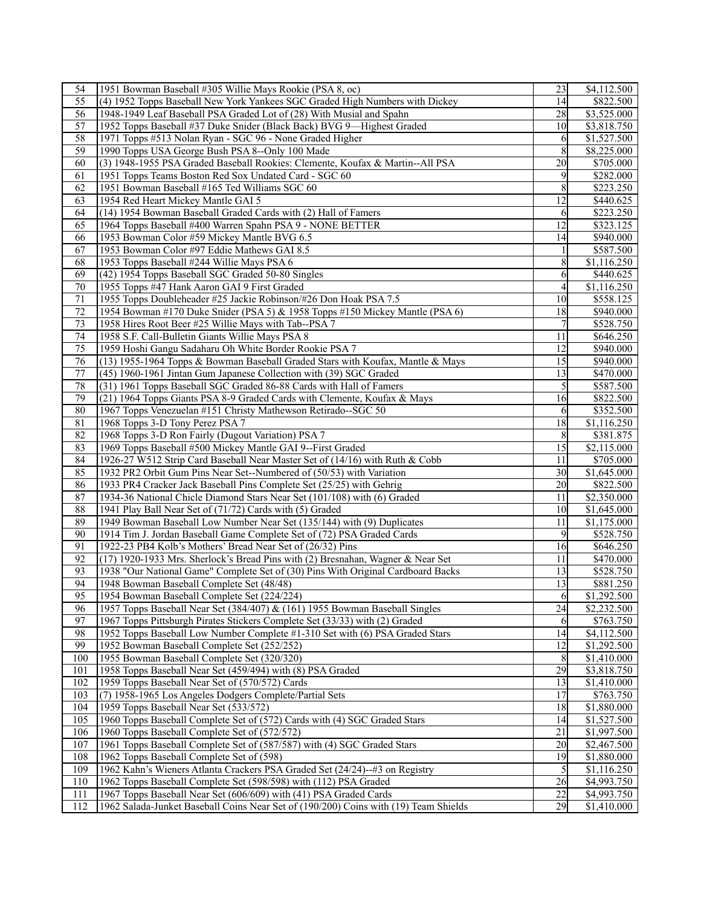| 54 | 1951 Bowman Baseball #305 Willie Mays Rookie (PSA 8, oc) | 23 | $4,112.500 |
|---|---|---|---|
| 55 | (4) 1952 Topps Baseball New York Yankees SGC Graded High Numbers with Dickey | 14 | $822.500 |
| 56 | 1948-1949 Leaf Baseball PSA Graded Lot of (28) With Musial and Spahn | 28 | $3,525.000 |
| 57 | 1952 Topps Baseball #37 Duke Snider (Black Back) BVG 9—Highest Graded | 10 | $3,818.750 |
| 58 | 1971 Topps #513 Nolan Ryan - SGC 96 - None Graded Higher | 6 | $1,527.500 |
| 59 | 1990 Topps USA George Bush PSA 8--Only 100 Made | 8 | $8,225.000 |
| 60 | (3) 1948-1955 PSA Graded Baseball Rookies: Clemente, Koufax & Martin--All PSA | 20 | $705.000 |
| 61 | 1951 Topps Teams Boston Red Sox Undated Card - SGC 60 | 9 | $282.000 |
| 62 | 1951 Bowman Baseball #165 Ted Williams SGC 60 | 8 | $223.250 |
| 63 | 1954 Red Heart Mickey Mantle GAI 5 | 12 | $440.625 |
| 64 | (14) 1954 Bowman Baseball Graded Cards with (2) Hall of Famers | 6 | $223.250 |
| 65 | 1964 Topps Baseball #400 Warren Spahn PSA 9 - NONE BETTER | 12 | $323.125 |
| 66 | 1953 Bowman Color #59 Mickey Mantle BVG 6.5 | 14 | $940.000 |
| 67 | 1953 Bowman Color #97 Eddie Mathews GAI 8.5 | 1 | $587.500 |
| 68 | 1953 Topps Baseball #244 Willie Mays PSA 6 | 8 | $1,116.250 |
| 69 | (42) 1954 Topps Baseball SGC Graded 50-80 Singles | 6 | $440.625 |
| 70 | 1955 Topps #47 Hank Aaron GAI 9 First Graded | 4 | $1,116.250 |
| 71 | 1955 Topps Doubleheader #25 Jackie Robinson/#26 Don Hoak PSA 7.5 | 10 | $558.125 |
| 72 | 1954 Bowman #170 Duke Snider (PSA 5) & 1958 Topps #150 Mickey Mantle (PSA 6) | 18 | $940.000 |
| 73 | 1958 Hires Root Beer #25 Willie Mays with Tab--PSA 7 | 7 | $528.750 |
| 74 | 1958 S.F. Call-Bulletin Giants Willie Mays PSA 8 | 11 | $646.250 |
| 75 | 1959 Hoshi Gangu Sadaharu Oh White Border Rookie PSA 7 | 12 | $940.000 |
| 76 | (13) 1955-1964 Topps & Bowman Baseball Graded Stars with Koufax, Mantle & Mays | 15 | $940.000 |
| 77 | (45) 1960-1961 Jintan Gum Japanese Collection with (39) SGC Graded | 13 | $470.000 |
| 78 | (31) 1961 Topps Baseball SGC Graded 86-88 Cards with Hall of Famers | 5 | $587.500 |
| 79 | (21) 1964 Topps Giants PSA 8-9 Graded Cards with Clemente, Koufax & Mays | 16 | $822.500 |
| 80 | 1967 Topps Venezuelan #151 Christy Mathewson Retirado--SGC 50 | 6 | $352.500 |
| 81 | 1968 Topps 3-D Tony Perez PSA 7 | 18 | $1,116.250 |
| 82 | 1968 Topps 3-D Ron Fairly (Dugout Variation) PSA 7 | 8 | $381.875 |
| 83 | 1969 Topps Baseball #500 Mickey Mantle GAI 9--First Graded | 15 | $2,115.000 |
| 84 | 1926-27 W512 Strip Card Baseball Near Master Set of (14/16) with Ruth & Cobb | 11 | $705.000 |
| 85 | 1932 PR2 Orbit Gum Pins Near Set--Numbered of (50/53) with Variation | 30 | $1,645.000 |
| 86 | 1933 PR4 Cracker Jack Baseball Pins Complete Set (25/25) with Gehrig | 20 | $822.500 |
| 87 | 1934-36 National Chicle Diamond Stars Near Set (101/108) with (6) Graded | 11 | $2,350.000 |
| 88 | 1941 Play Ball Near Set of (71/72) Cards with (5) Graded | 10 | $1,645.000 |
| 89 | 1949 Bowman Baseball Low Number Near Set (135/144) with (9) Duplicates | 11 | $1,175.000 |
| 90 | 1914 Tim J. Jordan Baseball Game Complete Set of (72) PSA Graded Cards | 9 | $528.750 |
| 91 | 1922-23 PB4 Kolb's Mothers' Bread Near Set of (26/32) Pins | 16 | $646.250 |
| 92 | (17) 1920-1933 Mrs. Sherlock's Bread Pins with (2) Bresnahan, Wagner & Near Set | 11 | $470.000 |
| 93 | 1938 "Our National Game" Complete Set of (30) Pins With Original Cardboard Backs | 13 | $528.750 |
| 94 | 1948 Bowman Baseball Complete Set (48/48) | 13 | $881.250 |
| 95 | 1954 Bowman Baseball Complete Set (224/224) | 6 | $1,292.500 |
| 96 | 1957 Topps Baseball Near Set (384/407) & (161) 1955 Bowman Baseball Singles | 24 | $2,232.500 |
| 97 | 1967 Topps Pittsburgh Pirates Stickers Complete Set (33/33) with (2) Graded | 6 | $763.750 |
| 98 | 1952 Topps Baseball Low Number Complete #1-310 Set with (6) PSA Graded Stars | 14 | $4,112.500 |
| 99 | 1952 Bowman Baseball Complete Set (252/252) | 12 | $1,292.500 |
| 100 | 1955 Bowman Baseball Complete Set (320/320) | 8 | $1,410.000 |
| 101 | 1958 Topps Baseball Near Set (459/494) with (8) PSA Graded | 29 | $3,818.750 |
| 102 | 1959 Topps Baseball Near Set of (570/572) Cards | 13 | $1,410.000 |
| 103 | (7) 1958-1965 Los Angeles Dodgers Complete/Partial Sets | 17 | $763.750 |
| 104 | 1959 Topps Baseball Near Set (533/572) | 18 | $1,880.000 |
| 105 | 1960 Topps Baseball Complete Set of (572) Cards with (4) SGC Graded Stars | 14 | $1,527.500 |
| 106 | 1960 Topps Baseball Complete Set of (572/572) | 21 | $1,997.500 |
| 107 | 1961 Topps Baseball Complete Set of (587/587) with (4) SGC Graded Stars | 20 | $2,467.500 |
| 108 | 1962 Topps Baseball Complete Set of (598) | 19 | $1,880.000 |
| 109 | 1962 Kahn's Wieners Atlanta Crackers PSA Graded Set (24/24)--#3 on Registry | 5 | $1,116.250 |
| 110 | 1962 Topps Baseball Complete Set (598/598) with (112) PSA Graded | 26 | $4,993.750 |
| 111 | 1967 Topps Baseball Near Set (606/609) with (41) PSA Graded Cards | 22 | $4,993.750 |
| 112 | 1962 Salada-Junket Baseball Coins Near Set of (190/200) Coins with (19) Team Shields | 29 | $1,410.000 |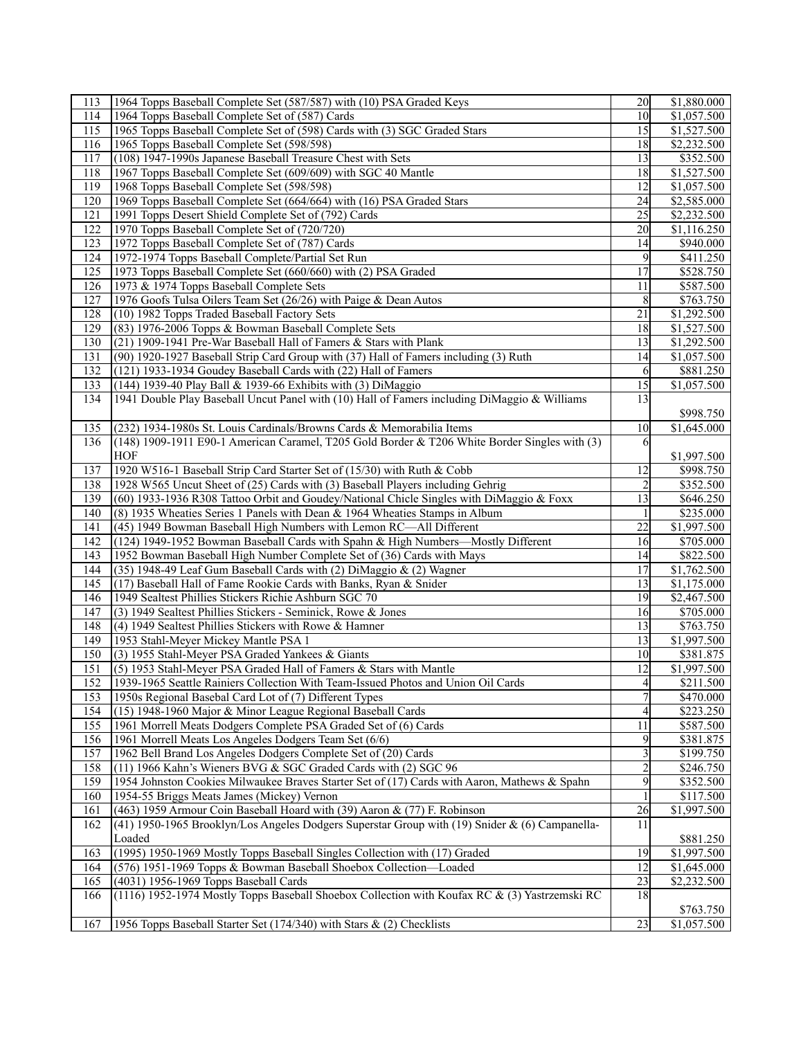| 113 | 1964 Topps Baseball Complete Set (587/587) with (10) PSA Graded Keys | 20 | $1,880.000 |
|---|---|---|---|
| 114 | 1964 Topps Baseball Complete Set of (587) Cards | 10 | $1,057.500 |
| 115 | 1965 Topps Baseball Complete Set of (598) Cards with (3) SGC Graded Stars | 15 | $1,527.500 |
| 116 | 1965 Topps Baseball Complete Set (598/598) | 18 | $2,232.500 |
| 117 | (108) 1947-1990s Japanese Baseball Treasure Chest with Sets | 13 | $352.500 |
| 118 | 1967 Topps Baseball Complete Set (609/609) with SGC 40 Mantle | 18 | $1,527.500 |
| 119 | 1968 Topps Baseball Complete Set (598/598) | 12 | $1,057.500 |
| 120 | 1969 Topps Baseball Complete Set (664/664) with (16) PSA Graded Stars | 24 | $2,585.000 |
| 121 | 1991 Topps Desert Shield Complete Set of (792) Cards | 25 | $2,232.500 |
| 122 | 1970 Topps Baseball Complete Set of (720/720) | 20 | $1,116.250 |
| 123 | 1972 Topps Baseball Complete Set of (787) Cards | 14 | $940.000 |
| 124 | 1972-1974 Topps Baseball Complete/Partial Set Run | 9 | $411.250 |
| 125 | 1973 Topps Baseball Complete Set (660/660) with (2) PSA Graded | 17 | $528.750 |
| 126 | 1973 & 1974 Topps Baseball Complete Sets | 11 | $587.500 |
| 127 | 1976 Goofs Tulsa Oilers Team Set (26/26) with Paige & Dean Autos | 8 | $763.750 |
| 128 | (10) 1982 Topps Traded Baseball Factory Sets | 21 | $1,292.500 |
| 129 | (83) 1976-2006 Topps & Bowman Baseball Complete Sets | 18 | $1,527.500 |
| 130 | (21) 1909-1941 Pre-War Baseball Hall of Famers & Stars with Plank | 13 | $1,292.500 |
| 131 | (90) 1920-1927 Baseball Strip Card Group with (37) Hall of Famers including (3) Ruth | 14 | $1,057.500 |
| 132 | (121) 1933-1934 Goudey Baseball Cards with (22) Hall of Famers | 6 | $881.250 |
| 133 | (144) 1939-40 Play Ball & 1939-66 Exhibits with (3) DiMaggio | 15 | $1,057.500 |
| 134 | 1941 Double Play Baseball Uncut Panel with (10) Hall of Famers including DiMaggio & Williams | 13 | $998.750 |
| 135 | (232) 1934-1980s St. Louis Cardinals/Browns Cards & Memorabilia Items | 10 | $1,645.000 |
| 136 | (148) 1909-1911 E90-1 American Caramel, T205 Gold Border & T206 White Border Singles with (3) HOF | 6 | $1,997.500 |
| 137 | 1920 W516-1 Baseball Strip Card Starter Set of (15/30) with Ruth & Cobb | 12 | $998.750 |
| 138 | 1928 W565 Uncut Sheet of (25) Cards with (3) Baseball Players including Gehrig | 2 | $352.500 |
| 139 | (60) 1933-1936 R308 Tattoo Orbit and Goudey/National Chicle Singles with DiMaggio & Foxx | 13 | $646.250 |
| 140 | (8) 1935 Wheaties Series 1 Panels with Dean & 1964 Wheaties Stamps in Album | 1 | $235.000 |
| 141 | (45) 1949 Bowman Baseball High Numbers with Lemon RC—All Different | 22 | $1,997.500 |
| 142 | (124) 1949-1952 Bowman Baseball Cards with Spahn & High Numbers—Mostly Different | 16 | $705.000 |
| 143 | 1952 Bowman Baseball High Number Complete Set of (36) Cards with Mays | 14 | $822.500 |
| 144 | (35) 1948-49 Leaf Gum Baseball Cards with (2) DiMaggio & (2) Wagner | 17 | $1,762.500 |
| 145 | (17) Baseball Hall of Fame Rookie Cards with Banks, Ryan & Snider | 13 | $1,175.000 |
| 146 | 1949 Sealtest Phillies Stickers Richie Ashburn SGC 70 | 19 | $2,467.500 |
| 147 | (3) 1949 Sealtest Phillies Stickers - Seminick, Rowe & Jones | 16 | $705.000 |
| 148 | (4) 1949 Sealtest Phillies Stickers with Rowe & Hamner | 13 | $763.750 |
| 149 | 1953 Stahl-Meyer Mickey Mantle PSA 1 | 13 | $1,997.500 |
| 150 | (3) 1955 Stahl-Meyer PSA Graded Yankees & Giants | 10 | $381.875 |
| 151 | (5) 1953 Stahl-Meyer PSA Graded Hall of Famers & Stars with Mantle | 12 | $1,997.500 |
| 152 | 1939-1965 Seattle Rainiers Collection With Team-Issued Photos and Union Oil Cards | 4 | $211.500 |
| 153 | 1950s Regional Basebal Card Lot of (7) Different Types | 7 | $470.000 |
| 154 | (15) 1948-1960 Major & Minor League Regional Baseball Cards | 4 | $223.250 |
| 155 | 1961 Morrell Meats Dodgers Complete PSA Graded Set of (6) Cards | 11 | $587.500 |
| 156 | 1961 Morrell Meats Los Angeles Dodgers Team Set (6/6) | 9 | $381.875 |
| 157 | 1962 Bell Brand Los Angeles Dodgers Complete Set of (20) Cards | 3 | $199.750 |
| 158 | (11) 1966 Kahn's Wieners BVG & SGC Graded Cards with (2) SGC 96 | 2 | $246.750 |
| 159 | 1954 Johnston Cookies Milwaukee Braves Starter Set of (17) Cards with Aaron, Mathews & Spahn | 9 | $352.500 |
| 160 | 1954-55 Briggs Meats James (Mickey) Vernon | 1 | $117.500 |
| 161 | (463) 1959 Armour Coin Baseball Hoard with (39) Aaron & (77) F. Robinson | 26 | $1,997.500 |
| 162 | (41) 1950-1965 Brooklyn/Los Angeles Dodgers Superstar Group with (19) Snider & (6) Campanella-Loaded | 11 | $881.250 |
| 163 | (1995) 1950-1969 Mostly Topps Baseball Singles Collection with (17) Graded | 19 | $1,997.500 |
| 164 | (576) 1951-1969 Topps & Bowman Baseball Shoebox Collection—Loaded | 12 | $1,645.000 |
| 165 | (4031) 1956-1969 Topps Baseball Cards | 23 | $2,232.500 |
| 166 | (1116) 1952-1974 Mostly Topps Baseball Shoebox Collection with Koufax RC & (3) Yastrzemski RC | 18 | $763.750 |
| 167 | 1956 Topps Baseball Starter Set (174/340) with Stars & (2) Checklists | 23 | $1,057.500 |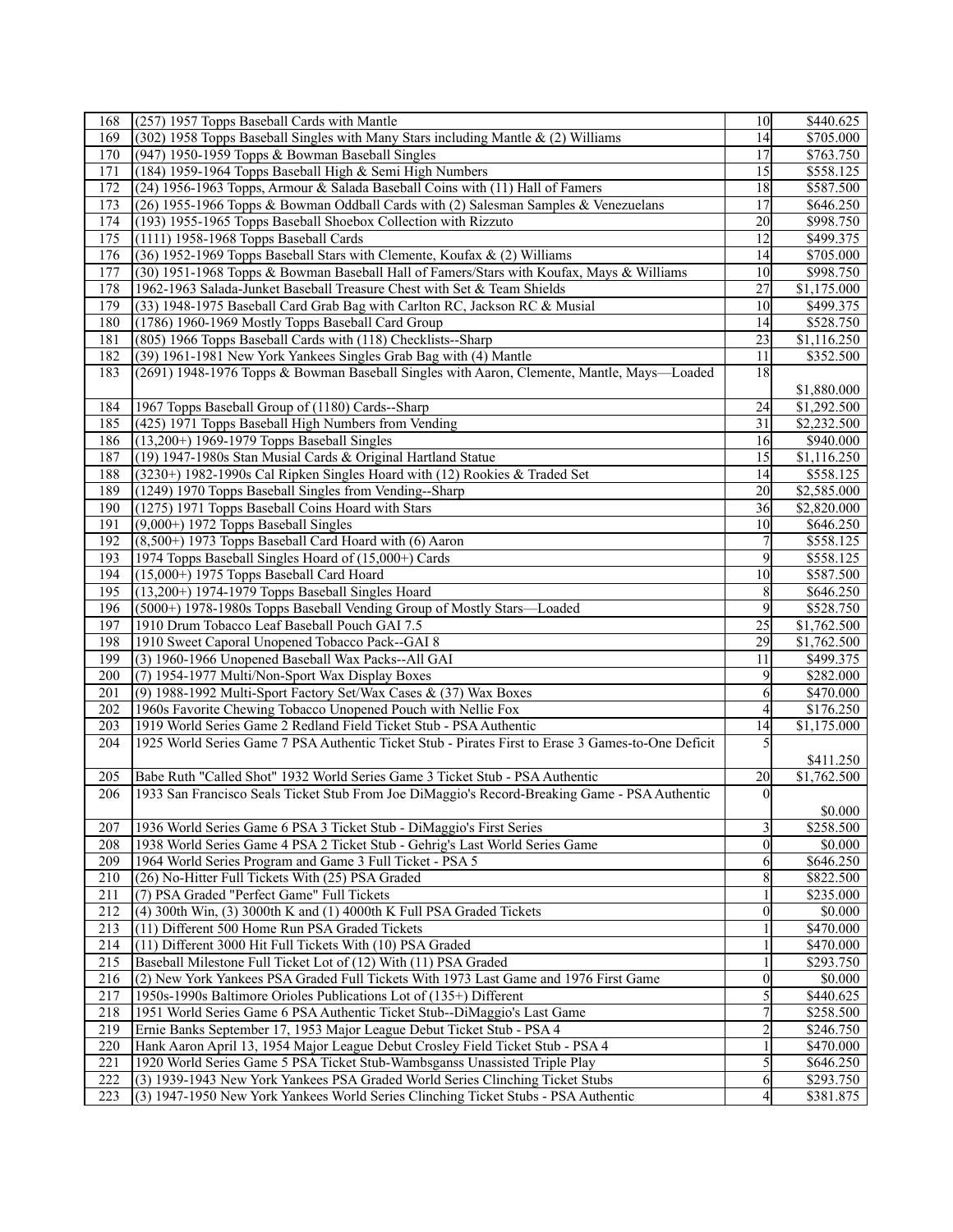| 168 | (257) 1957 Topps Baseball Cards with Mantle | 10 | $440.625 |
|---|---|---|---|
| 169 | (302) 1958 Topps Baseball Singles with Many Stars including Mantle & (2) Williams | 14 | $705.000 |
| 170 | (947) 1950-1959 Topps & Bowman Baseball Singles | 17 | $763.750 |
| 171 | (184) 1959-1964 Topps Baseball High & Semi High Numbers | 15 | $558.125 |
| 172 | (24) 1956-1963 Topps, Armour & Salada Baseball Coins with (11) Hall of Famers | 18 | $587.500 |
| 173 | (26) 1955-1966 Topps & Bowman Oddball Cards with (2) Salesman Samples & Venezuelans | 17 | $646.250 |
| 174 | (193) 1955-1965 Topps Baseball Shoebox Collection with Rizzuto | 20 | $998.750 |
| 175 | (1111) 1958-1968 Topps Baseball Cards | 12 | $499.375 |
| 176 | (36) 1952-1969 Topps Baseball Stars with Clemente, Koufax & (2) Williams | 14 | $705.000 |
| 177 | (30) 1951-1968 Topps & Bowman Baseball Hall of Famers/Stars with Koufax, Mays & Williams | 10 | $998.750 |
| 178 | 1962-1963 Salada-Junket Baseball Treasure Chest with Set & Team Shields | 27 | $1,175.000 |
| 179 | (33) 1948-1975 Baseball Card Grab Bag with Carlton RC, Jackson RC & Musial | 10 | $499.375 |
| 180 | (1786) 1960-1969 Mostly Topps Baseball Card Group | 14 | $528.750 |
| 181 | (805) 1966 Topps Baseball Cards with (118) Checklists--Sharp | 23 | $1,116.250 |
| 182 | (39) 1961-1981 New York Yankees Singles Grab Bag with (4) Mantle | 11 | $352.500 |
| 183 | (2691) 1948-1976 Topps & Bowman Baseball Singles with Aaron, Clemente, Mantle, Mays—Loaded | 18 | $1,880.000 |
| 184 | 1967 Topps Baseball Group of (1180) Cards--Sharp | 24 | $1,292.500 |
| 185 | (425) 1971 Topps Baseball High Numbers from Vending | 31 | $2,232.500 |
| 186 | (13,200+) 1969-1979 Topps Baseball Singles | 16 | $940.000 |
| 187 | (19) 1947-1980s Stan Musial Cards & Original Hartland Statue | 15 | $1,116.250 |
| 188 | (3230+) 1982-1990s Cal Ripken Singles Hoard with (12) Rookies & Traded Set | 14 | $558.125 |
| 189 | (1249) 1970 Topps Baseball Singles from Vending--Sharp | 20 | $2,585.000 |
| 190 | (1275) 1971 Topps Baseball Coins Hoard with Stars | 36 | $2,820.000 |
| 191 | (9,000+) 1972 Topps Baseball Singles | 10 | $646.250 |
| 192 | (8,500+) 1973 Topps Baseball Card Hoard with (6) Aaron | 7 | $558.125 |
| 193 | 1974 Topps Baseball Singles Hoard of (15,000+) Cards | 9 | $558.125 |
| 194 | (15,000+) 1975 Topps Baseball Card Hoard | 10 | $587.500 |
| 195 | (13,200+) 1974-1979 Topps Baseball Singles Hoard | 8 | $646.250 |
| 196 | (5000+) 1978-1980s Topps Baseball Vending Group of Mostly Stars—Loaded | 9 | $528.750 |
| 197 | 1910 Drum Tobacco Leaf Baseball Pouch GAI 7.5 | 25 | $1,762.500 |
| 198 | 1910 Sweet Caporal Unopened Tobacco Pack--GAI 8 | 29 | $1,762.500 |
| 199 | (3) 1960-1966 Unopened Baseball Wax Packs--All GAI | 11 | $499.375 |
| 200 | (7) 1954-1977 Multi/Non-Sport Wax Display Boxes | 9 | $282.000 |
| 201 | (9) 1988-1992 Multi-Sport Factory Set/Wax Cases & (37) Wax Boxes | 6 | $470.000 |
| 202 | 1960s Favorite Chewing Tobacco Unopened Pouch with Nellie Fox | 4 | $176.250 |
| 203 | 1919 World Series Game 2 Redland Field Ticket Stub - PSA Authentic | 14 | $1,175.000 |
| 204 | 1925 World Series Game 7 PSA Authentic Ticket Stub - Pirates First to Erase 3 Games-to-One Deficit | 5 | $411.250 |
| 205 | Babe Ruth "Called Shot" 1932 World Series Game 3 Ticket Stub - PSA Authentic | 20 | $1,762.500 |
| 206 | 1933 San Francisco Seals Ticket Stub From Joe DiMaggio's Record-Breaking Game - PSA Authentic | 0 | $0.000 |
| 207 | 1936 World Series Game 6 PSA 3 Ticket Stub - DiMaggio's First Series | 3 | $258.500 |
| 208 | 1938 World Series Game 4 PSA 2 Ticket Stub - Gehrig's Last World Series Game | 0 | $0.000 |
| 209 | 1964 World Series Program and Game 3 Full Ticket - PSA 5 | 6 | $646.250 |
| 210 | (26) No-Hitter Full Tickets With (25) PSA Graded | 8 | $822.500 |
| 211 | (7) PSA Graded "Perfect Game" Full Tickets | 1 | $235.000 |
| 212 | (4) 300th Win, (3) 3000th K and (1) 4000th K Full PSA Graded Tickets | 0 | $0.000 |
| 213 | (11) Different 500 Home Run PSA Graded Tickets | 1 | $470.000 |
| 214 | (11) Different 3000 Hit Full Tickets With (10) PSA Graded | 1 | $470.000 |
| 215 | Baseball Milestone Full Ticket Lot of (12) With (11) PSA Graded | 1 | $293.750 |
| 216 | (2) New York Yankees PSA Graded Full Tickets With 1973 Last Game and 1976 First Game | 0 | $0.000 |
| 217 | 1950s-1990s Baltimore Orioles Publications Lot of (135+) Different | 5 | $440.625 |
| 218 | 1951 World Series Game 6 PSA Authentic Ticket Stub--DiMaggio's Last Game | 7 | $258.500 |
| 219 | Ernie Banks September 17, 1953 Major League Debut Ticket Stub - PSA 4 | 2 | $246.750 |
| 220 | Hank Aaron April 13, 1954 Major League Debut Crosley Field Ticket Stub - PSA 4 | 1 | $470.000 |
| 221 | 1920 World Series Game 5 PSA Ticket Stub-Wambsganss Unassisted Triple Play | 5 | $646.250 |
| 222 | (3) 1939-1943 New York Yankees PSA Graded World Series Clinching Ticket Stubs | 6 | $293.750 |
| 223 | (3) 1947-1950 New York Yankees World Series Clinching Ticket Stubs - PSA Authentic | 4 | $381.875 |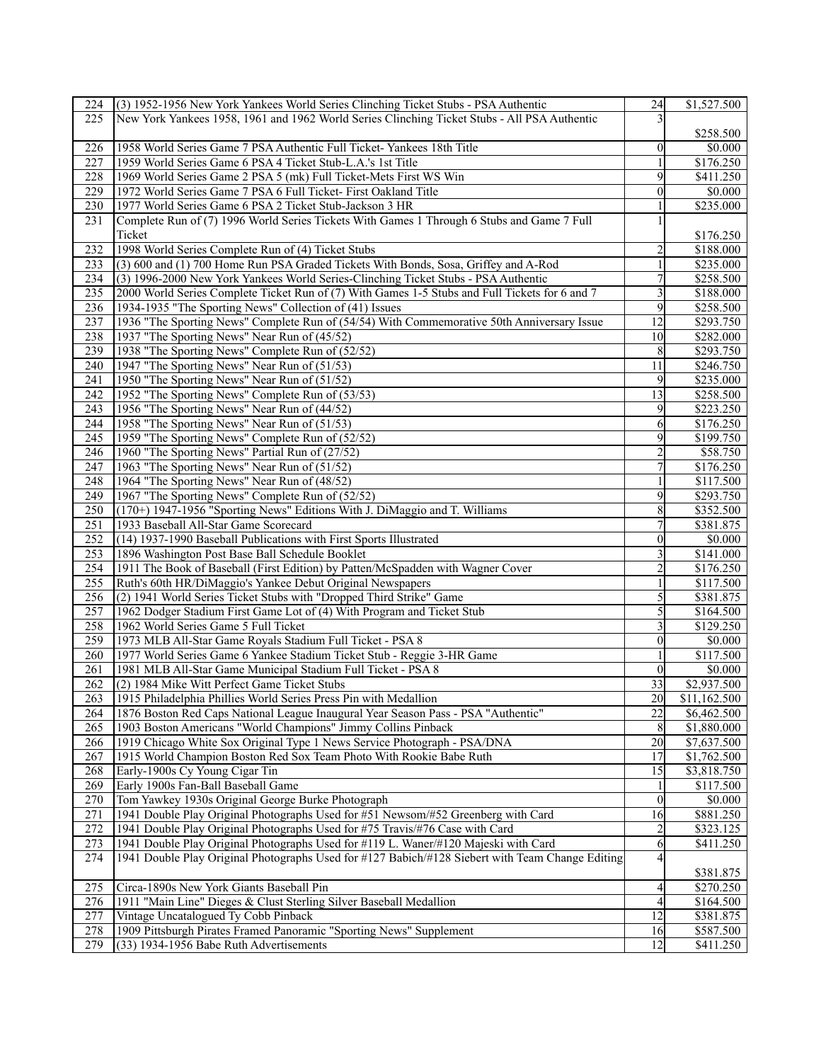| | | | |
|---|---|---|---|
| 224 | (3) 1952-1956 New York Yankees World Series Clinching Ticket Stubs - PSA Authentic | 24 | $1,527.500 |
| 225 | New York Yankees 1958, 1961 and 1962 World Series Clinching Ticket Stubs - All PSA Authentic | 3 | $258.500 |
| 226 | 1958 World Series Game 7 PSA Authentic Full Ticket- Yankees 18th Title | 0 | $0.000 |
| 227 | 1959 World Series Game 6 PSA 4 Ticket Stub-L.A.'s 1st Title | 1 | $176.250 |
| 228 | 1969 World Series Game 2 PSA 5 (mk) Full Ticket-Mets First WS Win | 9 | $411.250 |
| 229 | 1972 World Series Game 7 PSA 6 Full Ticket- First Oakland Title | 0 | $0.000 |
| 230 | 1977 World Series Game 6 PSA 2 Ticket Stub-Jackson 3 HR | 1 | $235.000 |
| 231 | Complete Run of (7) 1996 World Series Tickets With Games 1 Through 6 Stubs and Game 7 Full Ticket | 1 | $176.250 |
| 232 | 1998 World Series Complete Run of (4) Ticket Stubs | 2 | $188.000 |
| 233 | (3) 600 and (1) 700 Home Run PSA Graded Tickets With Bonds, Sosa, Griffey and A-Rod | 1 | $235.000 |
| 234 | (3) 1996-2000 New York Yankees World Series-Clinching Ticket Stubs - PSA Authentic | 7 | $258.500 |
| 235 | 2000 World Series Complete Ticket Run of (7) With Games 1-5 Stubs and Full Tickets for 6 and 7 | 3 | $188.000 |
| 236 | 1934-1935 "The Sporting News" Collection of (41) Issues | 9 | $258.500 |
| 237 | 1936 "The Sporting News" Complete Run of (54/54) With Commemorative 50th Anniversary Issue | 12 | $293.750 |
| 238 | 1937 "The Sporting News" Near Run of (45/52) | 10 | $282.000 |
| 239 | 1938 "The Sporting News" Complete Run of (52/52) | 8 | $293.750 |
| 240 | 1947 "The Sporting News" Near Run of (51/53) | 11 | $246.750 |
| 241 | 1950 "The Sporting News" Near Run of (51/52) | 9 | $235.000 |
| 242 | 1952 "The Sporting News" Complete Run of (53/53) | 13 | $258.500 |
| 243 | 1956 "The Sporting News" Near Run of (44/52) | 9 | $223.250 |
| 244 | 1958 "The Sporting News" Near Run of (51/53) | 6 | $176.250 |
| 245 | 1959 "The Sporting News" Complete Run of (52/52) | 9 | $199.750 |
| 246 | 1960 "The Sporting News" Partial Run of (27/52) | 2 | $58.750 |
| 247 | 1963 "The Sporting News" Near Run of (51/52) | 7 | $176.250 |
| 248 | 1964 "The Sporting News" Near Run of (48/52) | 1 | $117.500 |
| 249 | 1967 "The Sporting News" Complete Run of (52/52) | 9 | $293.750 |
| 250 | (170+) 1947-1956 "Sporting News" Editions With J. DiMaggio and T. Williams | 8 | $352.500 |
| 251 | 1933 Baseball All-Star Game Scorecard | 7 | $381.875 |
| 252 | (14) 1937-1990 Baseball Publications with First Sports Illustrated | 0 | $0.000 |
| 253 | 1896 Washington Post Base Ball Schedule Booklet | 3 | $141.000 |
| 254 | 1911 The Book of Baseball (First Edition) by Patten/McSpadden with Wagner Cover | 2 | $176.250 |
| 255 | Ruth's 60th HR/DiMaggio's Yankee Debut Original Newspapers | 1 | $117.500 |
| 256 | (2) 1941 World Series Ticket Stubs with "Dropped Third Strike" Game | 5 | $381.875 |
| 257 | 1962 Dodger Stadium First Game Lot of (4) With Program and Ticket Stub | 5 | $164.500 |
| 258 | 1962 World Series Game 5 Full Ticket | 3 | $129.250 |
| 259 | 1973 MLB All-Star Game Royals Stadium Full Ticket - PSA 8 | 0 | $0.000 |
| 260 | 1977 World Series Game 6 Yankee Stadium Ticket Stub - Reggie 3-HR Game | 1 | $117.500 |
| 261 | 1981 MLB All-Star Game Municipal Stadium Full Ticket - PSA 8 | 0 | $0.000 |
| 262 | (2) 1984 Mike Witt Perfect Game Ticket Stubs | 33 | $2,937.500 |
| 263 | 1915 Philadelphia Phillies World Series Press Pin with Medallion | 20 | $11,162.500 |
| 264 | 1876 Boston Red Caps National League Inaugural Year Season Pass - PSA "Authentic" | 22 | $6,462.500 |
| 265 | 1903 Boston Americans "World Champions" Jimmy Collins Pinback | 8 | $1,880.000 |
| 266 | 1919 Chicago White Sox Original Type 1 News Service Photograph - PSA/DNA | 20 | $7,637.500 |
| 267 | 1915 World Champion Boston Red Sox Team Photo With Rookie Babe Ruth | 17 | $1,762.500 |
| 268 | Early-1900s Cy Young Cigar Tin | 15 | $3,818.750 |
| 269 | Early 1900s Fan-Ball Baseball Game | 1 | $117.500 |
| 270 | Tom Yawkey 1930s Original George Burke Photograph | 0 | $0.000 |
| 271 | 1941 Double Play Original Photographs Used for #51 Newsom/#52 Greenberg with Card | 16 | $881.250 |
| 272 | 1941 Double Play Original Photographs Used for #75 Travis/#76 Case with Card | 2 | $323.125 |
| 273 | 1941 Double Play Original Photographs Used for #119 L. Waner/#120 Majeski with Card | 6 | $411.250 |
| 274 | 1941 Double Play Original Photographs Used for #127 Babich/#128 Siebert with Team Change Editing | 4 | $381.875 |
| 275 | Circa-1890s New York Giants Baseball Pin | 4 | $270.250 |
| 276 | 1911 "Main Line" Dieges & Clust Sterling Silver Baseball Medallion | 4 | $164.500 |
| 277 | Vintage Uncatalogued Ty Cobb Pinback | 12 | $381.875 |
| 278 | 1909 Pittsburgh Pirates Framed Panoramic "Sporting News" Supplement | 16 | $587.500 |
| 279 | (33) 1934-1956 Babe Ruth Advertisements | 12 | $411.250 |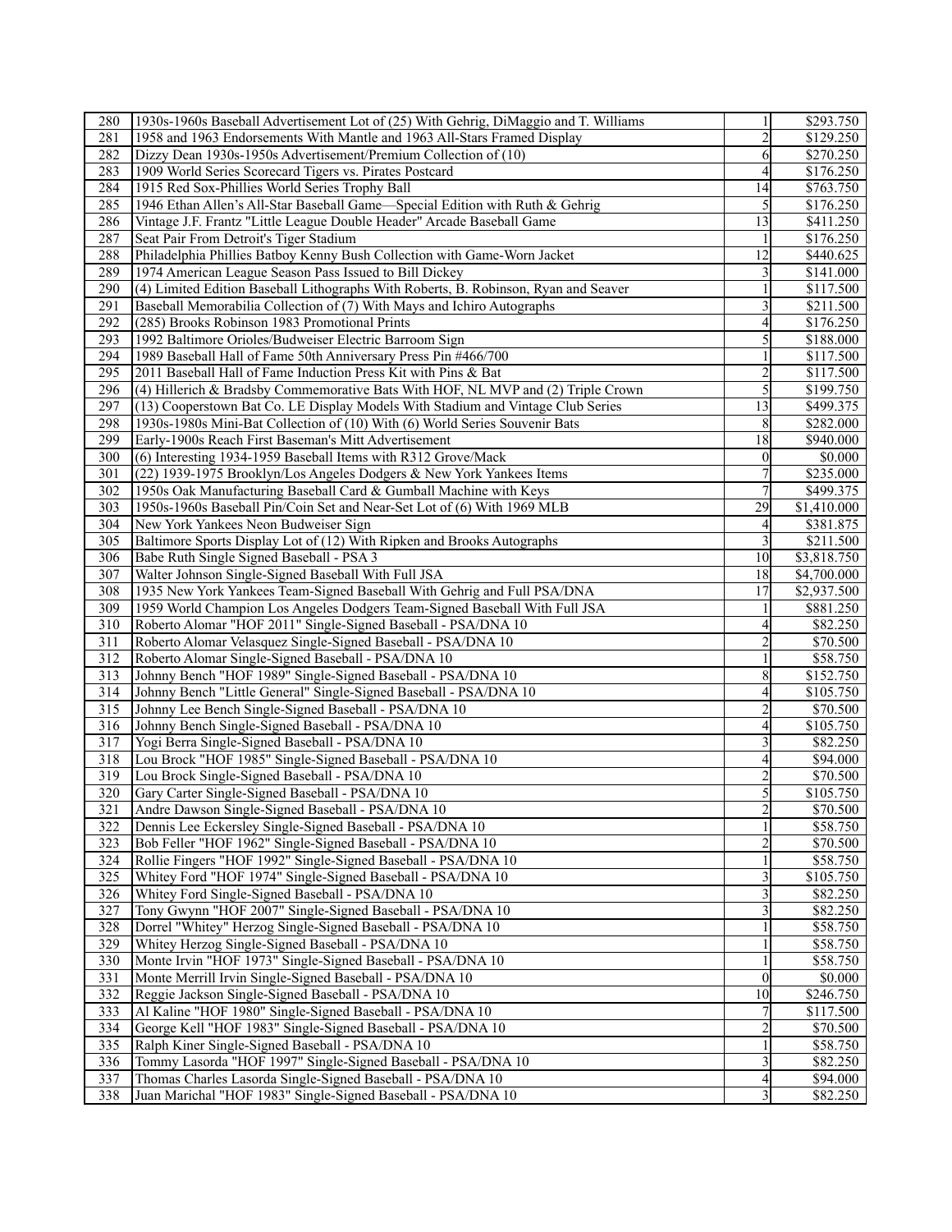| 280 | 1930s-1960s Baseball Advertisement Lot of (25) With Gehrig, DiMaggio and T. Williams | 1 | $293.750 |
|---|---|---|---|
| 281 | 1958 and 1963 Endorsements With Mantle and 1963 All-Stars Framed Display | 2 | $129.250 |
| 282 | Dizzy Dean 1930s-1950s Advertisement/Premium Collection of (10) | 6 | $270.250 |
| 283 | 1909 World Series Scorecard Tigers vs. Pirates Postcard | 4 | $176.250 |
| 284 | 1915 Red Sox-Phillies World Series Trophy Ball | 14 | $763.750 |
| 285 | 1946 Ethan Allen's All-Star Baseball Game—Special Edition with Ruth & Gehrig | 5 | $176.250 |
| 286 | Vintage J.F. Frantz "Little League Double Header" Arcade Baseball Game | 13 | $411.250 |
| 287 | Seat Pair From Detroit's Tiger Stadium | 1 | $176.250 |
| 288 | Philadelphia Phillies Batboy Kenny Bush Collection with Game-Worn Jacket | 12 | $440.625 |
| 289 | 1974 American League Season Pass Issued to Bill Dickey | 3 | $141.000 |
| 290 | (4) Limited Edition Baseball Lithographs With Roberts, B. Robinson, Ryan and Seaver | 1 | $117.500 |
| 291 | Baseball Memorabilia Collection of (7) With Mays and Ichiro Autographs | 3 | $211.500 |
| 292 | (285) Brooks Robinson 1983 Promotional Prints | 4 | $176.250 |
| 293 | 1992 Baltimore Orioles/Budweiser Electric Barroom Sign | 5 | $188.000 |
| 294 | 1989 Baseball Hall of Fame 50th Anniversary Press Pin #466/700 | 1 | $117.500 |
| 295 | 2011 Baseball Hall of Fame Induction Press Kit with Pins & Bat | 2 | $117.500 |
| 296 | (4) Hillerich & Bradsby Commemorative Bats With HOF, NL MVP and (2) Triple Crown | 5 | $199.750 |
| 297 | (13) Cooperstown Bat Co. LE Display Models With Stadium and Vintage Club Series | 13 | $499.375 |
| 298 | 1930s-1980s Mini-Bat Collection of (10) With (6) World Series Souvenir Bats | 8 | $282.000 |
| 299 | Early-1900s Reach First Baseman's Mitt Advertisement | 18 | $940.000 |
| 300 | (6) Interesting 1934-1959 Baseball Items with R312 Grove/Mack | 0 | $0.000 |
| 301 | (22) 1939-1975 Brooklyn/Los Angeles Dodgers & New York Yankees Items | 7 | $235.000 |
| 302 | 1950s Oak Manufacturing Baseball Card & Gumball Machine with Keys | 7 | $499.375 |
| 303 | 1950s-1960s Baseball Pin/Coin Set and Near-Set Lot of (6) With 1969 MLB | 29 | $1,410.000 |
| 304 | New York Yankees Neon Budweiser Sign | 4 | $381.875 |
| 305 | Baltimore Sports Display Lot of (12) With Ripken and Brooks Autographs | 3 | $211.500 |
| 306 | Babe Ruth Single Signed Baseball - PSA 3 | 10 | $3,818.750 |
| 307 | Walter Johnson Single-Signed Baseball With Full JSA | 18 | $4,700.000 |
| 308 | 1935 New York Yankees Team-Signed Baseball With Gehrig and Full PSA/DNA | 17 | $2,937.500 |
| 309 | 1959 World Champion Los Angeles Dodgers Team-Signed Baseball With Full JSA | 1 | $881.250 |
| 310 | Roberto Alomar "HOF 2011" Single-Signed Baseball - PSA/DNA 10 | 4 | $82.250 |
| 311 | Roberto Alomar Velasquez Single-Signed Baseball - PSA/DNA 10 | 2 | $70.500 |
| 312 | Roberto Alomar Single-Signed Baseball - PSA/DNA 10 | 1 | $58.750 |
| 313 | Johnny Bench "HOF 1989" Single-Signed Baseball - PSA/DNA 10 | 8 | $152.750 |
| 314 | Johnny Bench "Little General" Single-Signed Baseball - PSA/DNA 10 | 4 | $105.750 |
| 315 | Johnny Lee Bench Single-Signed Baseball - PSA/DNA 10 | 2 | $70.500 |
| 316 | Johnny Bench Single-Signed Baseball - PSA/DNA 10 | 4 | $105.750 |
| 317 | Yogi Berra Single-Signed Baseball - PSA/DNA 10 | 3 | $82.250 |
| 318 | Lou Brock "HOF 1985" Single-Signed Baseball - PSA/DNA 10 | 4 | $94.000 |
| 319 | Lou Brock Single-Signed Baseball - PSA/DNA 10 | 2 | $70.500 |
| 320 | Gary Carter Single-Signed Baseball - PSA/DNA 10 | 5 | $105.750 |
| 321 | Andre Dawson Single-Signed Baseball - PSA/DNA 10 | 2 | $70.500 |
| 322 | Dennis Lee Eckersley Single-Signed Baseball - PSA/DNA 10 | 1 | $58.750 |
| 323 | Bob Feller "HOF 1962" Single-Signed Baseball - PSA/DNA 10 | 2 | $70.500 |
| 324 | Rollie Fingers "HOF 1992" Single-Signed Baseball - PSA/DNA 10 | 1 | $58.750 |
| 325 | Whitey Ford "HOF 1974" Single-Signed Baseball - PSA/DNA 10 | 3 | $105.750 |
| 326 | Whitey Ford Single-Signed Baseball - PSA/DNA 10 | 3 | $82.250 |
| 327 | Tony Gwynn "HOF 2007" Single-Signed Baseball - PSA/DNA 10 | 3 | $82.250 |
| 328 | Dorrel "Whitey" Herzog Single-Signed Baseball - PSA/DNA 10 | 1 | $58.750 |
| 329 | Whitey Herzog Single-Signed Baseball - PSA/DNA 10 | 1 | $58.750 |
| 330 | Monte Irvin "HOF 1973" Single-Signed Baseball - PSA/DNA 10 | 1 | $58.750 |
| 331 | Monte Merrill Irvin Single-Signed Baseball - PSA/DNA 10 | 0 | $0.000 |
| 332 | Reggie Jackson Single-Signed Baseball - PSA/DNA 10 | 10 | $246.750 |
| 333 | Al Kaline "HOF 1980" Single-Signed Baseball - PSA/DNA 10 | 7 | $117.500 |
| 334 | George Kell "HOF 1983" Single-Signed Baseball - PSA/DNA 10 | 2 | $70.500 |
| 335 | Ralph Kiner Single-Signed Baseball - PSA/DNA 10 | 1 | $58.750 |
| 336 | Tommy Lasorda "HOF 1997" Single-Signed Baseball - PSA/DNA 10 | 3 | $82.250 |
| 337 | Thomas Charles Lasorda Single-Signed Baseball - PSA/DNA 10 | 4 | $94.000 |
| 338 | Juan Marichal "HOF 1983" Single-Signed Baseball - PSA/DNA 10 | 3 | $82.250 |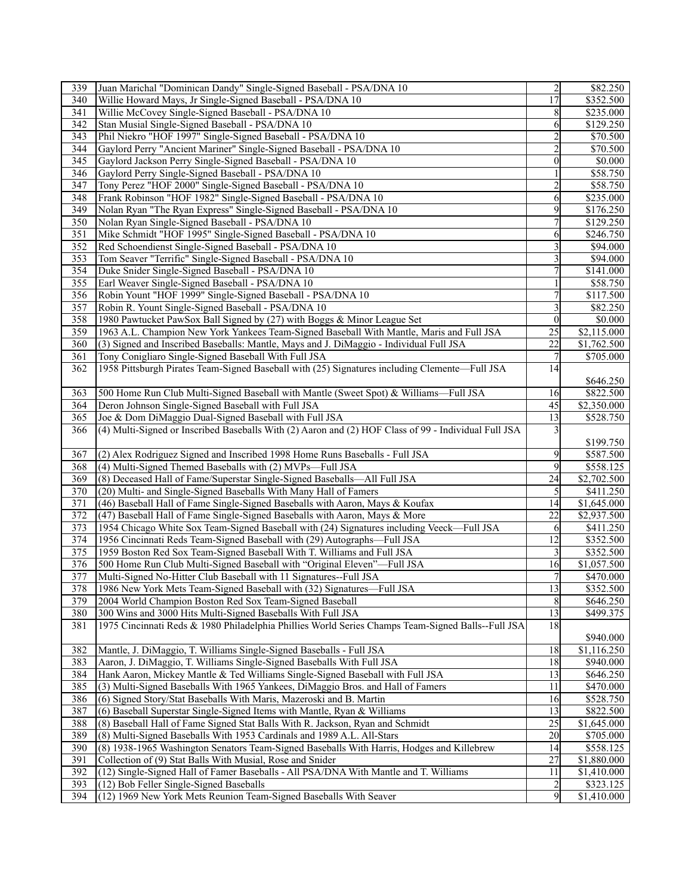| 339 | Juan Marichal "Dominican Dandy" Single-Signed Baseball - PSA/DNA 10 | 2 | \$82.250 |
|---|---|---|---|
| 340 | Willie Howard Mays, Jr Single-Signed Baseball - PSA/DNA 10 | 17 | \$352.500 |
| 341 | Willie McCovey Single-Signed Baseball - PSA/DNA 10 | 8 | \$235.000 |
| 342 | Stan Musial Single-Signed Baseball - PSA/DNA 10 | 6 | \$129.250 |
| 343 | Phil Niekro "HOF 1997" Single-Signed Baseball - PSA/DNA 10 | 2 | \$70.500 |
| 344 | Gaylord Perry "Ancient Mariner" Single-Signed Baseball - PSA/DNA 10 | 2 | \$70.500 |
| 345 | Gaylord Jackson Perry Single-Signed Baseball - PSA/DNA 10 | 0 | \$0.000 |
| 346 | Gaylord Perry Single-Signed Baseball - PSA/DNA 10 | 1 | \$58.750 |
| 347 | Tony Perez "HOF 2000" Single-Signed Baseball - PSA/DNA 10 | 2 | \$58.750 |
| 348 | Frank Robinson "HOF 1982" Single-Signed Baseball - PSA/DNA 10 | 6 | \$235.000 |
| 349 | Nolan Ryan "The Ryan Express" Single-Signed Baseball - PSA/DNA 10 | 9 | \$176.250 |
| 350 | Nolan Ryan Single-Signed Baseball - PSA/DNA 10 | 7 | \$129.250 |
| 351 | Mike Schmidt "HOF 1995" Single-Signed Baseball - PSA/DNA 10 | 6 | \$246.750 |
| 352 | Red Schoendienst Single-Signed Baseball - PSA/DNA 10 | 3 | \$94.000 |
| 353 | Tom Seaver "Terrific" Single-Signed Baseball - PSA/DNA 10 | 3 | \$94.000 |
| 354 | Duke Snider Single-Signed Baseball - PSA/DNA 10 | 7 | \$141.000 |
| 355 | Earl Weaver Single-Signed Baseball - PSA/DNA 10 | 1 | \$58.750 |
| 356 | Robin Yount "HOF 1999" Single-Signed Baseball - PSA/DNA 10 | 7 | \$117.500 |
| 357 | Robin R. Yount Single-Signed Baseball - PSA/DNA 10 | 3 | \$82.250 |
| 358 | 1980 Pawtucket PawSox Ball Signed by (27) with Boggs & Minor League Set | 0 | \$0.000 |
| 359 | 1963 A.L. Champion New York Yankees Team-Signed Baseball With Mantle, Maris and Full JSA | 25 | \$2,115.000 |
| 360 | (3) Signed and Inscribed Baseballs: Mantle, Mays and J. DiMaggio - Individual Full JSA | 22 | \$1,762.500 |
| 361 | Tony Conigliaro Single-Signed Baseball With Full JSA | 7 | \$705.000 |
| 362 | 1958 Pittsburgh Pirates Team-Signed Baseball with (25) Signatures including Clemente—Full JSA | 14 | \$646.250 |
| 363 | 500 Home Run Club Multi-Signed Baseball with Mantle (Sweet Spot) & Williams—Full JSA | 16 | \$822.500 |
| 364 | Deron Johnson Single-Signed Baseball with Full JSA | 45 | \$2,350.000 |
| 365 | Joe & Dom DiMaggio Dual-Signed Baseball with Full JSA | 13 | \$528.750 |
| 366 | (4) Multi-Signed or Inscribed Baseballs With (2) Aaron and (2) HOF Class of 99 - Individual Full JSA | 3 | \$199.750 |
| 367 | (2) Alex Rodriguez Signed and Inscribed 1998 Home Runs Baseballs - Full JSA | 9 | \$587.500 |
| 368 | (4) Multi-Signed Themed Baseballs with (2) MVPs—Full JSA | 9 | \$558.125 |
| 369 | (8) Deceased Hall of Fame/Superstar Single-Signed Baseballs—All Full JSA | 24 | \$2,702.500 |
| 370 | (20) Multi- and Single-Signed Baseballs With Many Hall of Famers | 5 | \$411.250 |
| 371 | (46) Baseball Hall of Fame Single-Signed Baseballs with Aaron, Mays & Koufax | 14 | \$1,645.000 |
| 372 | (47) Baseball Hall of Fame Single-Signed Baseballs with Aaron, Mays & More | 22 | \$2,937.500 |
| 373 | 1954 Chicago White Sox Team-Signed Baseball with (24) Signatures including Veeck—Full JSA | 6 | \$411.250 |
| 374 | 1956 Cincinnati Reds Team-Signed Baseball with (29) Autographs—Full JSA | 12 | \$352.500 |
| 375 | 1959 Boston Red Sox Team-Signed Baseball With T. Williams and Full JSA | 3 | \$352.500 |
| 376 | 500 Home Run Club Multi-Signed Baseball with "Original Eleven"—Full JSA | 16 | \$1,057.500 |
| 377 | Multi-Signed No-Hitter Club Baseball with 11 Signatures--Full JSA | 7 | \$470.000 |
| 378 | 1986 New York Mets Team-Signed Baseball with (32) Signatures—Full JSA | 13 | \$352.500 |
| 379 | 2004 World Champion Boston Red Sox Team-Signed Baseball | 8 | \$646.250 |
| 380 | 300 Wins and 3000 Hits Multi-Signed Baseballs With Full JSA | 13 | \$499.375 |
| 381 | 1975 Cincinnati Reds & 1980 Philadelphia Phillies World Series Champs Team-Signed Balls--Full JSA | 18 | \$940.000 |
| 382 | Mantle, J. DiMaggio, T. Williams Single-Signed Baseballs - Full JSA | 18 | \$1,116.250 |
| 383 | Aaron, J. DiMaggio, T. Williams Single-Signed Baseballs With Full JSA | 18 | \$940.000 |
| 384 | Hank Aaron, Mickey Mantle & Ted Williams Single-Signed Baseball with Full JSA | 13 | \$646.250 |
| 385 | (3) Multi-Signed Baseballs With 1965 Yankees, DiMaggio Bros. and Hall of Famers | 11 | \$470.000 |
| 386 | (6) Signed Story/Stat Baseballs With Maris, Mazeroski and B. Martin | 16 | \$528.750 |
| 387 | (6) Baseball Superstar Single-Signed Items with Mantle, Ryan & Williams | 13 | \$822.500 |
| 388 | (8) Baseball Hall of Fame Signed Stat Balls With R. Jackson, Ryan and Schmidt | 25 | \$1,645.000 |
| 389 | (8) Multi-Signed Baseballs With 1953 Cardinals and 1989 A.L. All-Stars | 20 | \$705.000 |
| 390 | (8) 1938-1965 Washington Senators Team-Signed Baseballs With Harris, Hodges and Killebrew | 14 | \$558.125 |
| 391 | Collection of (9) Stat Balls With Musial, Rose and Snider | 27 | \$1,880.000 |
| 392 | (12) Single-Signed Hall of Famer Baseballs - All PSA/DNA With Mantle and T. Williams | 11 | \$1,410.000 |
| 393 | (12) Bob Feller Single-Signed Baseballs | 2 | \$323.125 |
| 394 | (12) 1969 New York Mets Reunion Team-Signed Baseballs With Seaver | 9 | \$1,410.000 |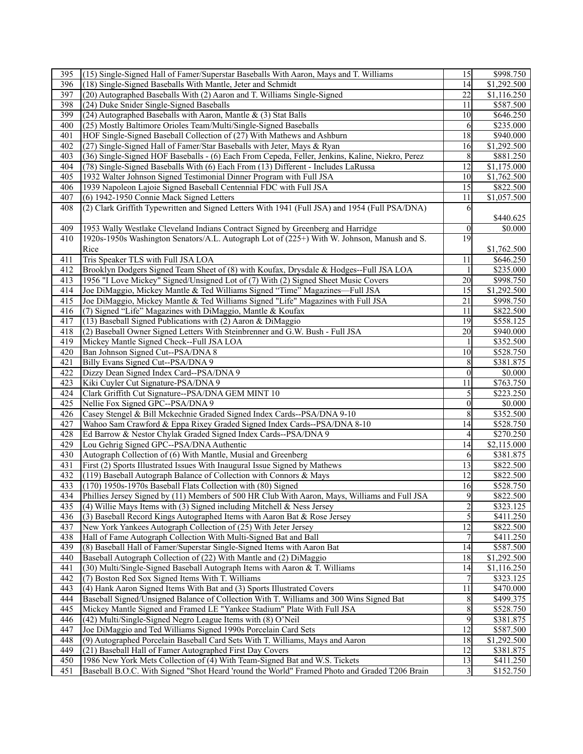| 395 | (15) Single-Signed Hall of Famer/Superstar Baseballs With Aaron, Mays and T. Williams | 15 | $998.750 |
|---|---|---|---|
| 396 | (18) Single-Signed Baseballs With Mantle, Jeter and Schmidt | 14 | $1,292.500 |
| 397 | (20) Autographed Baseballs With (2) Aaron and T. Williams Single-Signed | 22 | $1,116.250 |
| 398 | (24) Duke Snider Single-Signed Baseballs | 11 | $587.500 |
| 399 | (24) Autographed Baseballs with Aaron, Mantle & (3) Stat Balls | 10 | $646.250 |
| 400 | (25) Mostly Baltimore Orioles Team/Multi/Single-Signed Baseballs | 6 | $235.000 |
| 401 | HOF Single-Signed Baseball Collection of (27) With Mathews and Ashburn | 18 | $940.000 |
| 402 | (27) Single-Signed Hall of Famer/Star Baseballs with Jeter, Mays & Ryan | 16 | $1,292.500 |
| 403 | (36) Single-Signed HOF Baseballs - (6) Each From Cepeda, Feller, Jenkins, Kaline, Niekro, Perez | 8 | $881.250 |
| 404 | (78) Single-Signed Baseballs With (6) Each From (13) Different - Includes LaRussa | 12 | $1,175.000 |
| 405 | 1932 Walter Johnson Signed Testimonial Dinner Program with Full JSA | 10 | $1,762.500 |
| 406 | 1939 Napoleon Lajoie Signed Baseball Centennial FDC with Full JSA | 15 | $822.500 |
| 407 | (6) 1942-1950 Connie Mack Signed Letters | 11 | $1,057.500 |
| 408 | (2) Clark Griffith Typewritten and Signed Letters With 1941 (Full JSA) and 1954 (Full PSA/DNA) | 6 | $440.625 |
| 409 | 1953 Wally Westlake Cleveland Indians Contract Signed by Greenberg and Harridge | 0 | $0.000 |
| 410 | 1920s-1950s Washington Senators/A.L. Autograph Lot of (225+) With W. Johnson, Manush and S. Rice | 19 | $1,762.500 |
| 411 | Tris Speaker TLS with Full JSA LOA | 11 | $646.250 |
| 412 | Brooklyn Dodgers Signed Team Sheet of (8) with Koufax, Drysdale & Hodges--Full JSA LOA | 1 | $235.000 |
| 413 | 1956 "I Love Mickey" Signed/Unsigned Lot of (7) With (2) Signed Sheet Music Covers | 20 | $998.750 |
| 414 | Joe DiMaggio, Mickey Mantle & Ted Williams Signed "Time" Magazines—Full JSA | 15 | $1,292.500 |
| 415 | Joe DiMaggio, Mickey Mantle & Ted Williams Signed "Life" Magazines with Full JSA | 21 | $998.750 |
| 416 | (7) Signed "Life" Magazines with DiMaggio, Mantle & Koufax | 11 | $822.500 |
| 417 | (13) Baseball Signed Publications with (2) Aaron & DiMaggio | 19 | $558.125 |
| 418 | (2) Baseball Owner Signed Letters With Steinbrenner and G.W. Bush - Full JSA | 20 | $940.000 |
| 419 | Mickey Mantle Signed Check--Full JSA LOA | 1 | $352.500 |
| 420 | Ban Johnson Signed Cut--PSA/DNA 8 | 10 | $528.750 |
| 421 | Billy Evans Signed Cut--PSA/DNA 9 | 8 | $381.875 |
| 422 | Dizzy Dean Signed Index Card--PSA/DNA 9 | 0 | $0.000 |
| 423 | Kiki Cuyler Cut Signature-PSA/DNA 9 | 11 | $763.750 |
| 424 | Clark Griffith Cut Signature--PSA/DNA GEM MINT 10 | 5 | $223.250 |
| 425 | Nellie Fox Signed GPC--PSA/DNA 9 | 0 | $0.000 |
| 426 | Casey Stengel & Bill Mckechnie Graded Signed Index Cards--PSA/DNA 9-10 | 8 | $352.500 |
| 427 | Wahoo Sam Crawford & Eppa Rixey Graded Signed Index Cards--PSA/DNA 8-10 | 14 | $528.750 |
| 428 | Ed Barrow & Nestor Chylak Graded Signed Index Cards--PSA/DNA 9 | 4 | $270.250 |
| 429 | Lou Gehrig Signed GPC--PSA/DNA Authentic | 14 | $2,115.000 |
| 430 | Autograph Collection of (6) With Mantle, Musial and Greenberg | 6 | $381.875 |
| 431 | First (2) Sports Illustrated Issues With Inaugural Issue Signed by Mathews | 13 | $822.500 |
| 432 | (119) Baseball Autograph Balance of Collection with Connors & Mays | 12 | $822.500 |
| 433 | (170) 1950s-1970s Baseball Flats Collection with (80) Signed | 16 | $528.750 |
| 434 | Phillies Jersey Signed by (11) Members of 500 HR Club With Aaron, Mays, Williams and Full JSA | 9 | $822.500 |
| 435 | (4) Willie Mays Items with (3) Signed including Mitchell & Ness Jersey | 2 | $323.125 |
| 436 | (3) Baseball Record Kings Autographed Items with Aaron Bat & Rose Jersey | 5 | $411.250 |
| 437 | New York Yankees Autograph Collection of (25) With Jeter Jersey | 12 | $822.500 |
| 438 | Hall of Fame Autograph Collection With Multi-Signed Bat and Ball | 7 | $411.250 |
| 439 | (8) Baseball Hall of Famer/Superstar Single-Signed Items with Aaron Bat | 14 | $587.500 |
| 440 | Baseball Autograph Collection of (22) With Mantle and (2) DiMaggio | 18 | $1,292.500 |
| 441 | (30) Multi/Single-Signed Baseball Autograph Items with Aaron & T. Williams | 14 | $1,116.250 |
| 442 | (7) Boston Red Sox Signed Items With T. Williams | 7 | $323.125 |
| 443 | (4) Hank Aaron Signed Items With Bat and (3) Sports Illustrated Covers | 11 | $470.000 |
| 444 | Baseball Signed/Unsigned Balance of Collection With T. Williams and 300 Wins Signed Bat | 8 | $499.375 |
| 445 | Mickey Mantle Signed and Framed LE "Yankee Stadium" Plate With Full JSA | 8 | $528.750 |
| 446 | (42) Multi/Single-Signed Negro League Items with (8) O'Neil | 9 | $381.875 |
| 447 | Joe DiMaggio and Ted Williams Signed 1990s Porcelain Card Sets | 12 | $587.500 |
| 448 | (9) Autographed Porcelain Baseball Card Sets With T. Williams, Mays and Aaron | 18 | $1,292.500 |
| 449 | (21) Baseball Hall of Famer Autographed First Day Covers | 12 | $381.875 |
| 450 | 1986 New York Mets Collection of (4) With Team-Signed Bat and W.S. Tickets | 13 | $411.250 |
| 451 | Baseball B.O.C. With Signed "Shot Heard 'round the World" Framed Photo and Graded T206 Brain | 3 | $152.750 |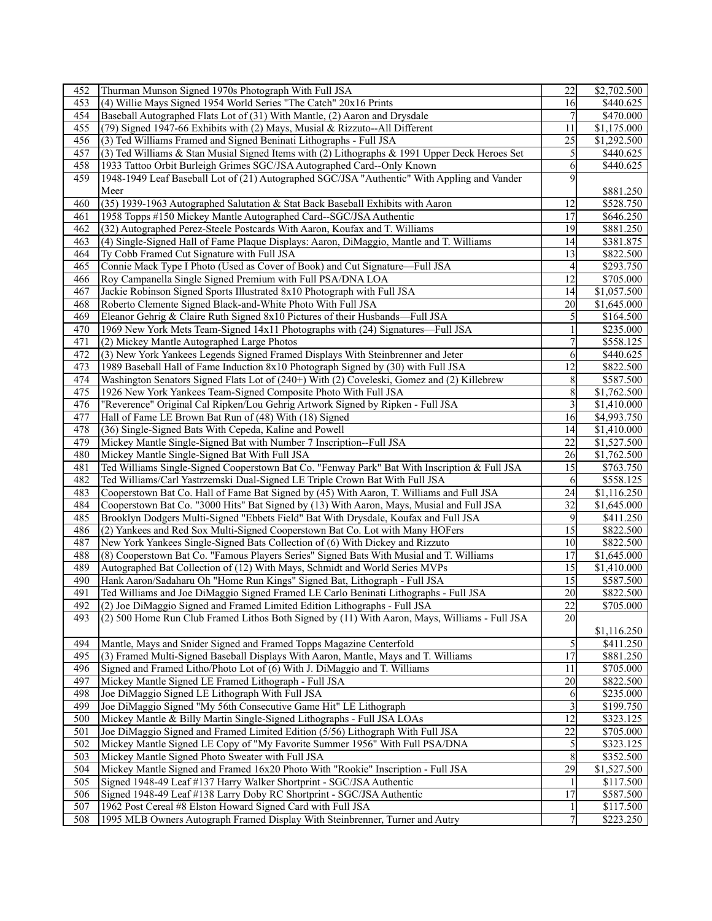| | | | |
|---|---|---|---|
| 452 | Thurman Munson Signed 1970s Photograph With Full JSA | 22 | $2,702.500 |
| 453 | (4) Willie Mays Signed 1954 World Series "The Catch" 20x16 Prints | 16 | $440.625 |
| 454 | Baseball Autographed Flats Lot of (31) With Mantle, (2) Aaron and Drysdale | 7 | $470.000 |
| 455 | (79) Signed 1947-66 Exhibits with (2) Mays, Musial & Rizzuto--All Different | 11 | $1,175.000 |
| 456 | (3) Ted Williams Framed and Signed Beninati Lithographs - Full JSA | 25 | $1,292.500 |
| 457 | (3) Ted Williams & Stan Musial Signed Items with (2) Lithographs & 1991 Upper Deck Heroes Set | 5 | $440.625 |
| 458 | 1933 Tattoo Orbit Burleigh Grimes SGC/JSA Autographed Card--Only Known | 6 | $440.625 |
| 459 | 1948-1949 Leaf Baseball Lot of (21) Autographed SGC/JSA "Authentic" With Appling and Vander Meer | 9 | $881.250 |
| 460 | (35) 1939-1963 Autographed Salutation & Stat Back Baseball Exhibits with Aaron | 12 | $528.750 |
| 461 | 1958 Topps #150 Mickey Mantle Autographed Card--SGC/JSA Authentic | 17 | $646.250 |
| 462 | (32) Autographed Perez-Steele Postcards With Aaron, Koufax and T. Williams | 19 | $881.250 |
| 463 | (4) Single-Signed Hall of Fame Plaque Displays: Aaron, DiMaggio, Mantle and T. Williams | 14 | $381.875 |
| 464 | Ty Cobb Framed Cut Signature with Full JSA | 13 | $822.500 |
| 465 | Connie Mack Type I Photo (Used as Cover of Book) and Cut Signature—Full JSA | 4 | $293.750 |
| 466 | Roy Campanella Single Signed Premium with Full PSA/DNA LOA | 12 | $705.000 |
| 467 | Jackie Robinson Signed Sports Illustrated 8x10 Photograph with Full JSA | 14 | $1,057.500 |
| 468 | Roberto Clemente Signed Black-and-White Photo With Full JSA | 20 | $1,645.000 |
| 469 | Eleanor Gehrig & Claire Ruth Signed 8x10 Pictures of their Husbands—Full JSA | 5 | $164.500 |
| 470 | 1969 New York Mets Team-Signed 14x11 Photographs with (24) Signatures—Full JSA | 1 | $235.000 |
| 471 | (2) Mickey Mantle Autographed Large Photos | 7 | $558.125 |
| 472 | (3) New York Yankees Legends Signed Framed Displays With Steinbrenner and Jeter | 6 | $440.625 |
| 473 | 1989 Baseball Hall of Fame Induction 8x10 Photograph Signed by (30) with Full JSA | 12 | $822.500 |
| 474 | Washington Senators Signed Flats Lot of (240+) With (2) Coveleski, Gomez and (2) Killebrew | 8 | $587.500 |
| 475 | 1926 New York Yankees Team-Signed Composite Photo With Full JSA | 8 | $1,762.500 |
| 476 | "Reverence" Original Cal Ripken/Lou Gehrig Artwork Signed by Ripken - Full JSA | 3 | $1,410.000 |
| 477 | Hall of Fame LE Brown Bat Run of (48) With (18) Signed | 16 | $4,993.750 |
| 478 | (36) Single-Signed Bats With Cepeda, Kaline and Powell | 14 | $1,410.000 |
| 479 | Mickey Mantle Single-Signed Bat with Number 7 Inscription--Full JSA | 22 | $1,527.500 |
| 480 | Mickey Mantle Single-Signed Bat With Full JSA | 26 | $1,762.500 |
| 481 | Ted Williams Single-Signed Cooperstown Bat Co. "Fenway Park" Bat With Inscription & Full JSA | 15 | $763.750 |
| 482 | Ted Williams/Carl Yastrzemski Dual-Signed LE Triple Crown Bat With Full JSA | 6 | $558.125 |
| 483 | Cooperstown Bat Co. Hall of Fame Bat Signed by (45) With Aaron, T. Williams and Full JSA | 24 | $1,116.250 |
| 484 | Cooperstown Bat Co. "3000 Hits" Bat Signed by (13) With Aaron, Mays, Musial and Full JSA | 32 | $1,645.000 |
| 485 | Brooklyn Dodgers Multi-Signed "Ebbets Field" Bat With Drysdale, Koufax and Full JSA | 9 | $411.250 |
| 486 | (2) Yankees and Red Sox Multi-Signed Cooperstown Bat Co. Lot with Many HOFers | 15 | $822.500 |
| 487 | New York Yankees Single-Signed Bats Collection of (6) With Dickey and Rizzuto | 10 | $822.500 |
| 488 | (8) Cooperstown Bat Co. "Famous Players Series" Signed Bats With Musial and T. Williams | 17 | $1,645.000 |
| 489 | Autographed Bat Collection of (12) With Mays, Schmidt and World Series MVPs | 15 | $1,410.000 |
| 490 | Hank Aaron/Sadaharu Oh "Home Run Kings" Signed Bat, Lithograph - Full JSA | 15 | $587.500 |
| 491 | Ted Williams and Joe DiMaggio Signed Framed LE Carlo Beninati Lithographs - Full JSA | 20 | $822.500 |
| 492 | (2) Joe DiMaggio Signed and Framed Limited Edition Lithographs - Full JSA | 22 | $705.000 |
| 493 | (2) 500 Home Run Club Framed Lithos Both Signed by (11) With Aaron, Mays, Williams - Full JSA | 20 | $1,116.250 |
| 494 | Mantle, Mays and Snider Signed and Framed Topps Magazine Centerfold | 5 | $411.250 |
| 495 | (3) Framed Multi-Signed Baseball Displays With Aaron, Mantle, Mays and T. Williams | 17 | $881.250 |
| 496 | Signed and Framed Litho/Photo Lot of (6) With J. DiMaggio and T. Williams | 11 | $705.000 |
| 497 | Mickey Mantle Signed LE Framed Lithograph - Full JSA | 20 | $822.500 |
| 498 | Joe DiMaggio Signed LE Lithograph With Full JSA | 6 | $235.000 |
| 499 | Joe DiMaggio Signed "My 56th Consecutive Game Hit" LE Lithograph | 3 | $199.750 |
| 500 | Mickey Mantle & Billy Martin Single-Signed Lithographs - Full JSA LOAs | 12 | $323.125 |
| 501 | Joe DiMaggio Signed and Framed Limited Edition (5/56) Lithograph With Full JSA | 22 | $705.000 |
| 502 | Mickey Mantle Signed LE Copy of "My Favorite Summer 1956" With Full PSA/DNA | 5 | $323.125 |
| 503 | Mickey Mantle Signed Photo Sweater with Full JSA | 8 | $352.500 |
| 504 | Mickey Mantle Signed and Framed 16x20 Photo With "Rookie" Inscription - Full JSA | 29 | $1,527.500 |
| 505 | Signed 1948-49 Leaf #137 Harry Walker Shortprint - SGC/JSA Authentic | 1 | $117.500 |
| 506 | Signed 1948-49 Leaf #138 Larry Doby RC Shortprint - SGC/JSA Authentic | 17 | $587.500 |
| 507 | 1962 Post Cereal #8 Elston Howard Signed Card with Full JSA | 1 | $117.500 |
| 508 | 1995 MLB Owners Autograph Framed Display With Steinbrenner, Turner and Autry | 7 | $223.250 |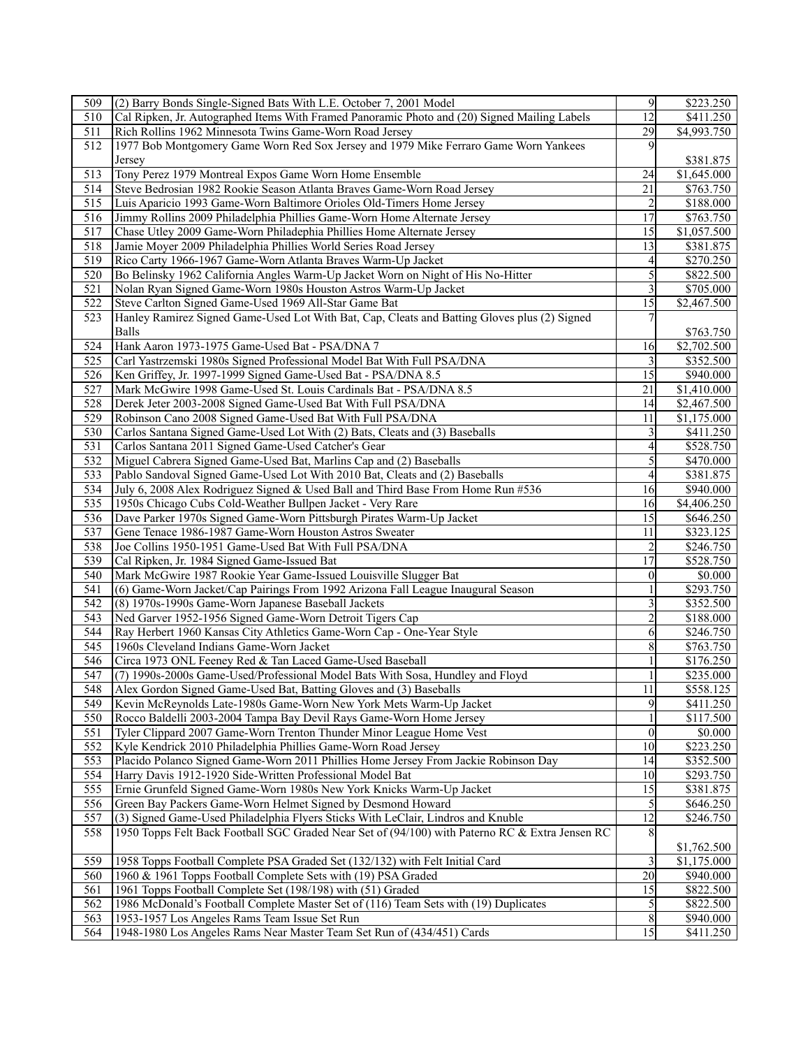| | | | |
|---|---|---|---|
| 509 | (2) Barry Bonds Single-Signed Bats With L.E. October 7, 2001 Model | 9 | \$223.250 |
| 510 | Cal Ripken, Jr. Autographed Items With Framed Panoramic Photo and (20) Signed Mailing Labels | 12 | \$411.250 |
| 511 | Rich Rollins 1962 Minnesota Twins Game-Worn Road Jersey | 29 | \$4,993.750 |
| 512 | 1977 Bob Montgomery Game Worn Red Sox Jersey and 1979 Mike Ferraro Game Worn Yankees Jersey | 9 | \$381.875 |
| 513 | Tony Perez 1979 Montreal Expos Game Worn Home Ensemble | 24 | \$1,645.000 |
| 514 | Steve Bedrosian 1982 Rookie Season Atlanta Braves Game-Worn Road Jersey | 21 | \$763.750 |
| 515 | Luis Aparicio 1993 Game-Worn Baltimore Orioles Old-Timers Home Jersey | 2 | \$188.000 |
| 516 | Jimmy Rollins 2009 Philadelphia Phillies Game-Worn Home Alternate Jersey | 17 | \$763.750 |
| 517 | Chase Utley 2009 Game-Worn Philadephia Phillies Home Alternate Jersey | 15 | \$1,057.500 |
| 518 | Jamie Moyer 2009 Philadelphia Phillies World Series Road Jersey | 13 | \$381.875 |
| 519 | Rico Carty 1966-1967 Game-Worn Atlanta Braves Warm-Up Jacket | 4 | \$270.250 |
| 520 | Bo Belinsky 1962 California Angels Warm-Up Jacket Worn on Night of His No-Hitter | 5 | \$822.500 |
| 521 | Nolan Ryan Signed Game-Worn 1980s Houston Astros Warm-Up Jacket | 3 | \$705.000 |
| 522 | Steve Carlton Signed Game-Used 1969 All-Star Game Bat | 15 | \$2,467.500 |
| 523 | Hanley Ramirez Signed Game-Used Lot With Bat, Cap, Cleats and Batting Gloves plus (2) Signed Balls | 7 | \$763.750 |
| 524 | Hank Aaron 1973-1975 Game-Used Bat - PSA/DNA 7 | 16 | \$2,702.500 |
| 525 | Carl Yastrzemski 1980s Signed Professional Model Bat With Full PSA/DNA | 3 | \$352.500 |
| 526 | Ken Griffey, Jr. 1997-1999 Signed Game-Used Bat - PSA/DNA 8.5 | 15 | \$940.000 |
| 527 | Mark McGwire 1998 Game-Used St. Louis Cardinals Bat - PSA/DNA 8.5 | 21 | \$1,410.000 |
| 528 | Derek Jeter 2003-2008 Signed Game-Used Bat With Full PSA/DNA | 14 | \$2,467.500 |
| 529 | Robinson Cano 2008 Signed Game-Used Bat With Full PSA/DNA | 11 | \$1,175.000 |
| 530 | Carlos Santana Signed Game-Used Lot With (2) Bats, Cleats and (3) Baseballs | 3 | \$411.250 |
| 531 | Carlos Santana 2011 Signed Game-Used Catcher's Gear | 4 | \$528.750 |
| 532 | Miguel Cabrera Signed Game-Used Bat, Marlins Cap and (2) Baseballs | 5 | \$470.000 |
| 533 | Pablo Sandoval Signed Game-Used Lot With 2010 Bat, Cleats and (2) Baseballs | 4 | \$381.875 |
| 534 | July 6, 2008 Alex Rodriguez Signed & Used Ball and Third Base From Home Run #536 | 16 | \$940.000 |
| 535 | 1950s Chicago Cubs Cold-Weather Bullpen Jacket - Very Rare | 16 | \$4,406.250 |
| 536 | Dave Parker 1970s Signed Game-Worn Pittsburgh Pirates Warm-Up Jacket | 15 | \$646.250 |
| 537 | Gene Tenace 1986-1987 Game-Worn Houston Astros Sweater | 11 | \$323.125 |
| 538 | Joe Collins 1950-1951 Game-Used Bat With Full PSA/DNA | 2 | \$246.750 |
| 539 | Cal Ripken, Jr. 1984 Signed Game-Issued Bat | 17 | \$528.750 |
| 540 | Mark McGwire 1987 Rookie Year Game-Issued Louisville Slugger Bat | 0 | \$0.000 |
| 541 | (6) Game-Worn Jacket/Cap Pairings From 1992 Arizona Fall League Inaugural Season | 1 | \$293.750 |
| 542 | (8) 1970s-1990s Game-Worn Japanese Baseball Jackets | 3 | \$352.500 |
| 543 | Ned Garver 1952-1956 Signed Game-Worn Detroit Tigers Cap | 2 | \$188.000 |
| 544 | Ray Herbert 1960 Kansas City Athletics Game-Worn Cap - One-Year Style | 6 | \$246.750 |
| 545 | 1960s Cleveland Indians Game-Worn Jacket | 8 | \$763.750 |
| 546 | Circa 1973 ONL Feeney Red & Tan Laced Game-Used Baseball | 1 | \$176.250 |
| 547 | (7) 1990s-2000s Game-Used/Professional Model Bats With Sosa, Hundley and Floyd | 1 | \$235.000 |
| 548 | Alex Gordon Signed Game-Used Bat, Batting Gloves and (3) Baseballs | 11 | \$558.125 |
| 549 | Kevin McReynolds Late-1980s Game-Worn New York Mets Warm-Up Jacket | 9 | \$411.250 |
| 550 | Rocco Baldelli 2003-2004 Tampa Bay Devil Rays Game-Worn Home Jersey | 1 | \$117.500 |
| 551 | Tyler Clippard 2007 Game-Worn Trenton Thunder Minor League Home Vest | 0 | \$0.000 |
| 552 | Kyle Kendrick 2010 Philadelphia Phillies Game-Worn Road Jersey | 10 | \$223.250 |
| 553 | Placido Polanco Signed Game-Worn 2011 Phillies Home Jersey From Jackie Robinson Day | 14 | \$352.500 |
| 554 | Harry Davis 1912-1920 Side-Written Professional Model Bat | 10 | \$293.750 |
| 555 | Ernie Grunfeld Signed Game-Worn 1980s New York Knicks Warm-Up Jacket | 15 | \$381.875 |
| 556 | Green Bay Packers Game-Worn Helmet Signed by Desmond Howard | 5 | \$646.250 |
| 557 | (3) Signed Game-Used Philadelphia Flyers Sticks With LeClair, Lindros and Knuble | 12 | \$246.750 |
| 558 | 1950 Topps Felt Back Football SGC Graded Near Set of (94/100) with Paterno RC & Extra Jensen RC | 8 | \$1,762.500 |
| 559 | 1958 Topps Football Complete PSA Graded Set (132/132) with Felt Initial Card | 3 | \$1,175.000 |
| 560 | 1960 & 1961 Topps Football Complete Sets with (19) PSA Graded | 20 | \$940.000 |
| 561 | 1961 Topps Football Complete Set (198/198) with (51) Graded | 15 | \$822.500 |
| 562 | 1986 McDonald's Football Complete Master Set of (116) Team Sets with (19) Duplicates | 5 | \$822.500 |
| 563 | 1953-1957 Los Angeles Rams Team Issue Set Run | 8 | \$940.000 |
| 564 | 1948-1980 Los Angeles Rams Near Master Team Set Run of (434/451) Cards | 15 | \$411.250 |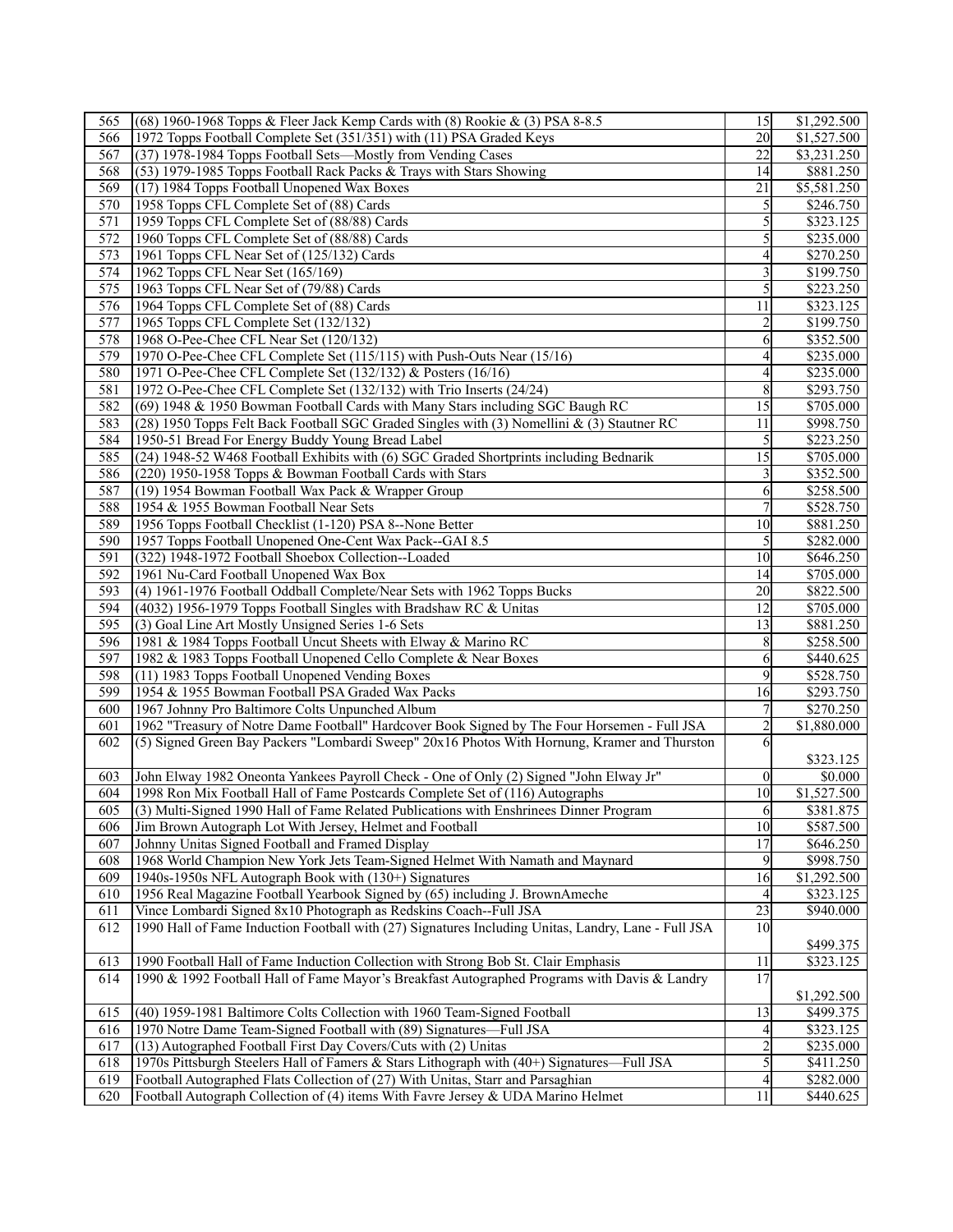| 565 | (68) 1960-1968 Topps & Fleer Jack Kemp Cards with (8) Rookie & (3) PSA 8-8.5 | 15 | $1,292.500 |
|---|---|---|---|
| 566 | 1972 Topps Football Complete Set (351/351) with (11) PSA Graded Keys | 20 | $1,527.500 |
| 567 | (37) 1978-1984 Topps Football Sets—Mostly from Vending Cases | 22 | $3,231.250 |
| 568 | (53) 1979-1985 Topps Football Rack Packs & Trays with Stars Showing | 14 | $881.250 |
| 569 | (17) 1984 Topps Football Unopened Wax Boxes | 21 | $5,581.250 |
| 570 | 1958 Topps CFL Complete Set of (88) Cards | 5 | $246.750 |
| 571 | 1959 Topps CFL Complete Set of (88/88) Cards | 5 | $323.125 |
| 572 | 1960 Topps CFL Complete Set of (88/88) Cards | 5 | $235.000 |
| 573 | 1961 Topps CFL Near Set of (125/132) Cards | 4 | $270.250 |
| 574 | 1962 Topps CFL Near Set (165/169) | 3 | $199.750 |
| 575 | 1963 Topps CFL Near Set of (79/88) Cards | 5 | $223.250 |
| 576 | 1964 Topps CFL Complete Set of (88) Cards | 11 | $323.125 |
| 577 | 1965 Topps CFL Complete Set (132/132) | 2 | $199.750 |
| 578 | 1968 O-Pee-Chee CFL Near Set (120/132) | 6 | $352.500 |
| 579 | 1970 O-Pee-Chee CFL Complete Set (115/115) with Push-Outs Near (15/16) | 4 | $235.000 |
| 580 | 1971 O-Pee-Chee CFL Complete Set (132/132) & Posters (16/16) | 4 | $235.000 |
| 581 | 1972 O-Pee-Chee CFL Complete Set (132/132) with Trio Inserts (24/24) | 8 | $293.750 |
| 582 | (69) 1948 & 1950 Bowman Football Cards with Many Stars including SGC Baugh RC | 15 | $705.000 |
| 583 | (28) 1950 Topps Felt Back Football SGC Graded Singles with (3) Nomellini & (3) Stautner RC | 11 | $998.750 |
| 584 | 1950-51 Bread For Energy Buddy Young Bread Label | 5 | $223.250 |
| 585 | (24) 1948-52 W468 Football Exhibits with (6) SGC Graded Shortprints including Bednarik | 15 | $705.000 |
| 586 | (220) 1950-1958 Topps & Bowman Football Cards with Stars | 3 | $352.500 |
| 587 | (19) 1954 Bowman Football Wax Pack & Wrapper Group | 6 | $258.500 |
| 588 | 1954 & 1955 Bowman Football Near Sets | 7 | $528.750 |
| 589 | 1956 Topps Football Checklist (1-120) PSA 8--None Better | 10 | $881.250 |
| 590 | 1957 Topps Football Unopened One-Cent Wax Pack--GAI 8.5 | 5 | $282.000 |
| 591 | (322) 1948-1972 Football Shoebox Collection--Loaded | 10 | $646.250 |
| 592 | 1961 Nu-Card Football Unopened Wax Box | 14 | $705.000 |
| 593 | (4) 1961-1976 Football Oddball Complete/Near Sets with 1962 Topps Bucks | 20 | $822.500 |
| 594 | (4032) 1956-1979 Topps Football Singles with Bradshaw RC & Unitas | 12 | $705.000 |
| 595 | (3) Goal Line Art Mostly Unsigned Series 1-6 Sets | 13 | $881.250 |
| 596 | 1981 & 1984 Topps Football Uncut Sheets with Elway & Marino RC | 8 | $258.500 |
| 597 | 1982 & 1983 Topps Football Unopened Cello Complete & Near Boxes | 6 | $440.625 |
| 598 | (11) 1983 Topps Football Unopened Vending Boxes | 9 | $528.750 |
| 599 | 1954 & 1955 Bowman Football PSA Graded Wax Packs | 16 | $293.750 |
| 600 | 1967 Johnny Pro Baltimore Colts Unpunched Album | 7 | $270.250 |
| 601 | 1962 "Treasury of Notre Dame Football" Hardcover Book Signed by The Four Horsemen - Full JSA | 2 | $1,880.000 |
| 602 | (5) Signed Green Bay Packers "Lombardi Sweep" 20x16 Photos With Hornung, Kramer and Thurston | 6 | $323.125 |
| 603 | John Elway 1982 Oneonta Yankees Payroll Check - One of Only (2) Signed "John Elway Jr" | 0 | $0.000 |
| 604 | 1998 Ron Mix Football Hall of Fame Postcards Complete Set of (116) Autographs | 10 | $1,527.500 |
| 605 | (3) Multi-Signed 1990 Hall of Fame Related Publications with Enshrinees Dinner Program | 6 | $381.875 |
| 606 | Jim Brown Autograph Lot With Jersey, Helmet and Football | 10 | $587.500 |
| 607 | Johnny Unitas Signed Football and Framed Display | 17 | $646.250 |
| 608 | 1968 World Champion New York Jets Team-Signed Helmet With Namath and Maynard | 9 | $998.750 |
| 609 | 1940s-1950s NFL Autograph Book with (130+) Signatures | 16 | $1,292.500 |
| 610 | 1956 Real Magazine Football Yearbook Signed by (65) including J. BrownAmeche | 4 | $323.125 |
| 611 | Vince Lombardi Signed 8x10 Photograph as Redskins Coach--Full JSA | 23 | $940.000 |
| 612 | 1990 Hall of Fame Induction Football with (27) Signatures Including Unitas, Landry, Lane - Full JSA | 10 | $499.375 |
| 613 | 1990 Football Hall of Fame Induction Collection with Strong Bob St. Clair Emphasis | 11 | $323.125 |
| 614 | 1990 & 1992 Football Hall of Fame Mayor's Breakfast Autographed Programs with Davis & Landry | 17 | $1,292.500 |
| 615 | (40) 1959-1981 Baltimore Colts Collection with 1960 Team-Signed Football | 13 | $499.375 |
| 616 | 1970 Notre Dame Team-Signed Football with (89) Signatures—Full JSA | 4 | $323.125 |
| 617 | (13) Autographed Football First Day Covers/Cuts with (2) Unitas | 2 | $235.000 |
| 618 | 1970s Pittsburgh Steelers Hall of Famers & Stars Lithograph with (40+) Signatures—Full JSA | 5 | $411.250 |
| 619 | Football Autographed Flats Collection of (27) With Unitas, Starr and Parsaghian | 4 | $282.000 |
| 620 | Football Autograph Collection of (4) items With Favre Jersey & UDA Marino Helmet | 11 | $440.625 |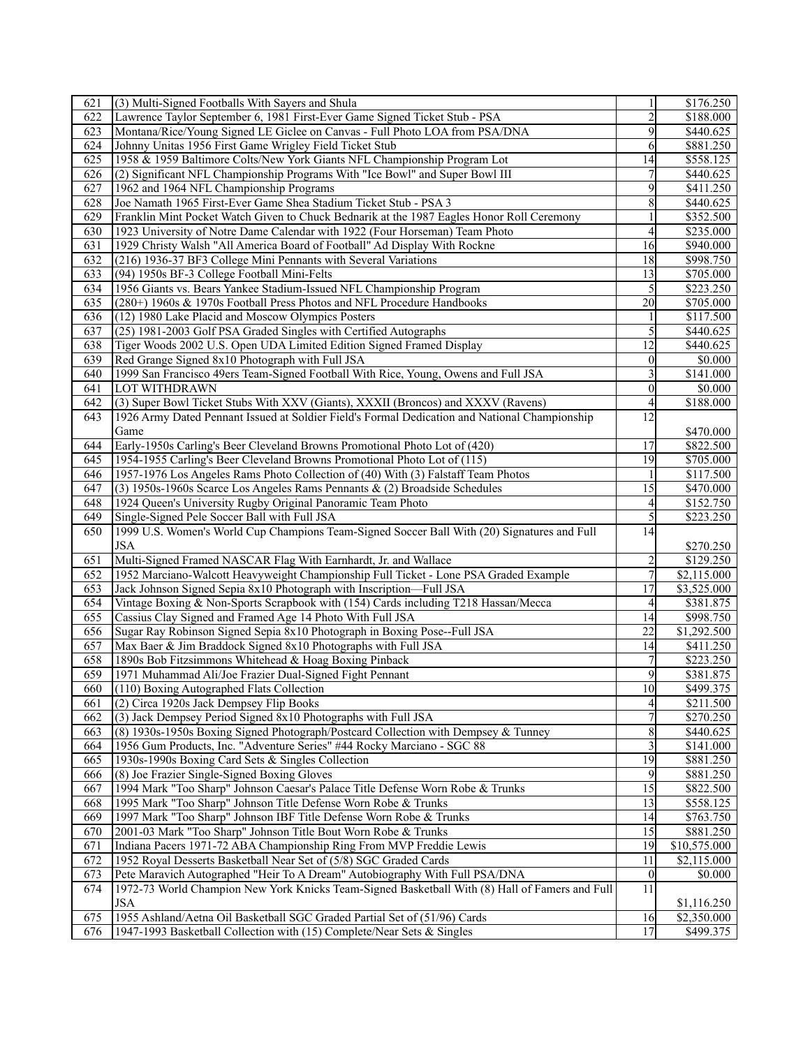| | | | |
|---|---|---|---|
| 621 | (3) Multi-Signed Footballs With Sayers and Shula | 1 | $176.250 |
| 622 | Lawrence Taylor September 6, 1981 First-Ever Game Signed Ticket Stub - PSA | 2 | $188.000 |
| 623 | Montana/Rice/Young Signed LE Giclee on Canvas - Full Photo LOA from PSA/DNA | 9 | $440.625 |
| 624 | Johnny Unitas 1956 First Game Wrigley Field Ticket Stub | 6 | $881.250 |
| 625 | 1958 & 1959 Baltimore Colts/New York Giants NFL Championship Program Lot | 14 | $558.125 |
| 626 | (2) Significant NFL Championship Programs With "Ice Bowl" and Super Bowl III | 7 | $440.625 |
| 627 | 1962 and 1964 NFL Championship Programs | 9 | $411.250 |
| 628 | Joe Namath 1965 First-Ever Game Shea Stadium Ticket Stub - PSA 3 | 8 | $440.625 |
| 629 | Franklin Mint Pocket Watch Given to Chuck Bednarik at the 1987 Eagles Honor Roll Ceremony | 1 | $352.500 |
| 630 | 1923 University of Notre Dame Calendar with 1922 (Four Horseman) Team Photo | 4 | $235.000 |
| 631 | 1929 Christy Walsh "All America Board of Football" Ad Display With Rockne | 16 | $940.000 |
| 632 | (216) 1936-37 BF3 College Mini Pennants with Several Variations | 18 | $998.750 |
| 633 | (94) 1950s BF-3 College Football Mini-Felts | 13 | $705.000 |
| 634 | 1956 Giants vs. Bears Yankee Stadium-Issued NFL Championship Program | 5 | $223.250 |
| 635 | (280+) 1960s & 1970s Football Press Photos and NFL Procedure Handbooks | 20 | $705.000 |
| 636 | (12) 1980 Lake Placid and Moscow Olympics Posters | 1 | $117.500 |
| 637 | (25) 1981-2003 Golf PSA Graded Singles with Certified Autographs | 5 | $440.625 |
| 638 | Tiger Woods 2002 U.S. Open UDA Limited Edition Signed Framed Display | 12 | $440.625 |
| 639 | Red Grange Signed 8x10 Photograph with Full JSA | 0 | $0.000 |
| 640 | 1999 San Francisco 49ers Team-Signed Football With Rice, Young, Owens and Full JSA | 3 | $141.000 |
| 641 | LOT WITHDRAWN | 0 | $0.000 |
| 642 | (3) Super Bowl Ticket Stubs With XXV (Giants), XXXII (Broncos) and XXXV (Ravens) | 4 | $188.000 |
| 643 | 1926 Army Dated Pennant Issued at Soldier Field's Formal Dedication and National Championship Game | 12 | $470.000 |
| 644 | Early-1950s Carling's Beer Cleveland Browns Promotional Photo Lot of (420) | 17 | $822.500 |
| 645 | 1954-1955 Carling's Beer Cleveland Browns Promotional Photo Lot of (115) | 19 | $705.000 |
| 646 | 1957-1976 Los Angeles Rams Photo Collection of (40) With (3) Falstaff Team Photos | 1 | $117.500 |
| 647 | (3) 1950s-1960s Scarce Los Angeles Rams Pennants & (2) Broadside Schedules | 15 | $470.000 |
| 648 | 1924 Queen's University Rugby Original Panoramic Team Photo | 4 | $152.750 |
| 649 | Single-Signed Pele Soccer Ball with Full JSA | 5 | $223.250 |
| 650 | 1999 U.S. Women's World Cup Champions Team-Signed Soccer Ball With (20) Signatures and Full JSA | 14 | $270.250 |
| 651 | Multi-Signed Framed NASCAR Flag With Earnhardt, Jr. and Wallace | 2 | $129.250 |
| 652 | 1952 Marciano-Walcott Heavyweight Championship Full Ticket - Lone PSA Graded Example | 7 | $2,115.000 |
| 653 | Jack Johnson Signed Sepia 8x10 Photograph with Inscription—Full JSA | 17 | $3,525.000 |
| 654 | Vintage Boxing & Non-Sports Scrapbook with (154) Cards including T218 Hassan/Mecca | 4 | $381.875 |
| 655 | Cassius Clay Signed and Framed Age 14 Photo With Full JSA | 14 | $998.750 |
| 656 | Sugar Ray Robinson Signed Sepia 8x10 Photograph in Boxing Pose--Full JSA | 22 | $1,292.500 |
| 657 | Max Baer & Jim Braddock Signed 8x10 Photographs with Full JSA | 14 | $411.250 |
| 658 | 1890s Bob Fitzsimmons Whitehead & Hoag Boxing Pinback | 7 | $223.250 |
| 659 | 1971 Muhammad Ali/Joe Frazier Dual-Signed Fight Pennant | 9 | $381.875 |
| 660 | (110) Boxing Autographed Flats Collection | 10 | $499.375 |
| 661 | (2) Circa 1920s Jack Dempsey Flip Books | 4 | $211.500 |
| 662 | (3) Jack Dempsey Period Signed 8x10 Photographs with Full JSA | 7 | $270.250 |
| 663 | (8) 1930s-1950s Boxing Signed Photograph/Postcard Collection with Dempsey & Tunney | 8 | $440.625 |
| 664 | 1956 Gum Products, Inc. "Adventure Series" #44 Rocky Marciano - SGC 88 | 3 | $141.000 |
| 665 | 1930s-1990s Boxing Card Sets & Singles Collection | 19 | $881.250 |
| 666 | (8) Joe Frazier Single-Signed Boxing Gloves | 9 | $881.250 |
| 667 | 1994 Mark "Too Sharp" Johnson Caesar's Palace Title Defense Worn Robe & Trunks | 15 | $822.500 |
| 668 | 1995 Mark "Too Sharp" Johnson Title Defense Worn Robe & Trunks | 13 | $558.125 |
| 669 | 1997 Mark "Too Sharp" Johnson IBF Title Defense Worn Robe & Trunks | 14 | $763.750 |
| 670 | 2001-03 Mark "Too Sharp" Johnson Title Bout Worn Robe & Trunks | 15 | $881.250 |
| 671 | Indiana Pacers 1971-72 ABA Championship Ring From MVP Freddie Lewis | 19 | $10,575.000 |
| 672 | 1952 Royal Desserts Basketball Near Set of (5/8) SGC Graded Cards | 11 | $2,115.000 |
| 673 | Pete Maravich Autographed "Heir To A Dream" Autobiography With Full PSA/DNA | 0 | $0.000 |
| 674 | 1972-73 World Champion New York Knicks Team-Signed Basketball With (8) Hall of Famers and Full JSA | 11 | $1,116.250 |
| 675 | 1955 Ashland/Aetna Oil Basketball SGC Graded Partial Set of (51/96) Cards | 16 | $2,350.000 |
| 676 | 1947-1993 Basketball Collection with (15) Complete/Near Sets & Singles | 17 | $499.375 |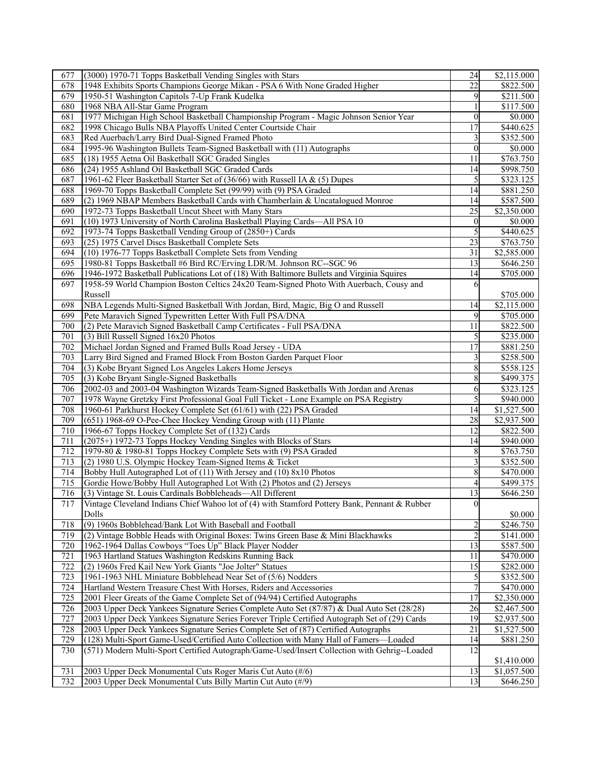| | | | |
|---|---|---|---|
| 677 | (3000) 1970-71 Topps Basketball Vending Singles with Stars | 24 | $2,115.000 |
| 678 | 1948 Exhibits Sports Champions George Mikan - PSA 6 With None Graded Higher | 22 | $822.500 |
| 679 | 1950-51 Washington Capitols 7-Up Frank Kudelka | 9 | $211.500 |
| 680 | 1968 NBA All-Star Game Program | 1 | $117.500 |
| 681 | 1977 Michigan High School Basketball Championship Program - Magic Johnson Senior Year | 0 | $0.000 |
| 682 | 1998 Chicago Bulls NBA Playoffs United Center Courtside Chair | 17 | $440.625 |
| 683 | Red Auerbach/Larry Bird Dual-Signed Framed Photo | 3 | $352.500 |
| 684 | 1995-96 Washington Bullets Team-Signed Basketball with (11) Autographs | 0 | $0.000 |
| 685 | (18) 1955 Aetna Oil Basketball SGC Graded Singles | 11 | $763.750 |
| 686 | (24) 1955 Ashland Oil Basketball SGC Graded Cards | 14 | $998.750 |
| 687 | 1961-62 Fleer Basketball Starter Set of (36/66) with Russell IA & (5) Dupes | 5 | $323.125 |
| 688 | 1969-70 Topps Basketball Complete Set (99/99) with (9) PSA Graded | 14 | $881.250 |
| 689 | (2) 1969 NBAP Members Basketball Cards with Chamberlain & Uncatalogued Monroe | 14 | $587.500 |
| 690 | 1972-73 Topps Basketball Uncut Sheet with Many Stars | 25 | $2,350.000 |
| 691 | (10) 1973 University of North Carolina Basketball Playing Cards—All PSA 10 | 0 | $0.000 |
| 692 | 1973-74 Topps Basketball Vending Group of (2850+) Cards | 5 | $440.625 |
| 693 | (25) 1975 Carvel Discs Basketball Complete Sets | 23 | $763.750 |
| 694 | (10) 1976-77 Topps Basketball Complete Sets from Vending | 31 | $2,585.000 |
| 695 | 1980-81 Topps Basketball #6 Bird RC/Erving LDR/M. Johnson RC--SGC 96 | 13 | $646.250 |
| 696 | 1946-1972 Basketball Publications Lot of (18) With Baltimore Bullets and Virginia Squires | 14 | $705.000 |
| 697 | 1958-59 World Champion Boston Celtics 24x20 Team-Signed Photo With Auerbach, Cousy and Russell | 6 | $705.000 |
| 698 | NBA Legends Multi-Signed Basketball With Jordan, Bird, Magic, Big O and Russell | 14 | $2,115.000 |
| 699 | Pete Maravich Signed Typewritten Letter With Full PSA/DNA | 9 | $705.000 |
| 700 | (2) Pete Maravich Signed Basketball Camp Certificates - Full PSA/DNA | 11 | $822.500 |
| 701 | (3) Bill Russell Signed 16x20 Photos | 5 | $235.000 |
| 702 | Michael Jordan Signed and Framed Bulls Road Jersey - UDA | 17 | $881.250 |
| 703 | Larry Bird Signed and Framed Block From Boston Garden Parquet Floor | 3 | $258.500 |
| 704 | (3) Kobe Bryant Signed Los Angeles Lakers Home Jerseys | 8 | $558.125 |
| 705 | (3) Kobe Bryant Single-Signed Basketballs | 8 | $499.375 |
| 706 | 2002-03 and 2003-04 Washington Wizards Team-Signed Basketballs With Jordan and Arenas | 6 | $323.125 |
| 707 | 1978 Wayne Gretzky First Professional Goal Full Ticket - Lone Example on PSA Registry | 5 | $940.000 |
| 708 | 1960-61 Parkhurst Hockey Complete Set (61/61) with (22) PSA Graded | 14 | $1,527.500 |
| 709 | (651) 1968-69 O-Pee-Chee Hockey Vending Group with (11) Plante | 28 | $2,937.500 |
| 710 | 1966-67 Topps Hockey Complete Set of (132) Cards | 12 | $822.500 |
| 711 | (2075+) 1972-73 Topps Hockey Vending Singles with Blocks of Stars | 14 | $940.000 |
| 712 | 1979-80 & 1980-81 Topps Hockey Complete Sets with (9) PSA Graded | 8 | $763.750 |
| 713 | (2) 1980 U.S. Olympic Hockey Team-Signed Items & Ticket | 3 | $352.500 |
| 714 | Bobby Hull Autographed Lot of (11) With Jersey and (10) 8x10 Photos | 8 | $470.000 |
| 715 | Gordie Howe/Bobby Hull Autographed Lot With (2) Photos and (2) Jerseys | 4 | $499.375 |
| 716 | (3) Vintage St. Louis Cardinals Bobbleheads—All Different | 13 | $646.250 |
| 717 | Vintage Cleveland Indians Chief Wahoo lot of (4) with Stamford Pottery Bank, Pennant & Rubber Dolls | 0 | $0.000 |
| 718 | (9) 1960s Bobblehead/Bank Lot With Baseball and Football | 2 | $246.750 |
| 719 | (2) Vintage Bobble Heads with Original Boxes: Twins Green Base & Mini Blackhawks | 2 | $141.000 |
| 720 | 1962-1964 Dallas Cowboys "Toes Up" Black Player Nodder | 13 | $587.500 |
| 721 | 1963 Hartland Statues Washington Redskins Running Back | 11 | $470.000 |
| 722 | (2) 1960s Fred Kail New York Giants "Joe Jolter" Statues | 15 | $282.000 |
| 723 | 1961-1963 NHL Miniature Bobblehead Near Set of (5/6) Nodders | 5 | $352.500 |
| 724 | Hartland Western Treasure Chest With Horses, Riders and Accessories | 7 | $470.000 |
| 725 | 2001 Fleer Greats of the Game Complete Set of (94/94) Certified Autographs | 17 | $2,350.000 |
| 726 | 2003 Upper Deck Yankees Signature Series Complete Auto Set (87/87) & Dual Auto Set (28/28) | 26 | $2,467.500 |
| 727 | 2003 Upper Deck Yankees Signature Series Forever Triple Certified Autograph Set of (29) Cards | 19 | $2,937.500 |
| 728 | 2003 Upper Deck Yankees Signature Series Complete Set of (87) Certified Autographs | 21 | $1,527.500 |
| 729 | (128) Multi-Sport Game-Used/Certified Auto Collection with Many Hall of Famers—Loaded | 14 | $881.250 |
| 730 | (571) Modern Multi-Sport Certified Autograph/Game-Used/Insert Collection with Gehrig--Loaded | 12 | $1,410.000 |
| 731 | 2003 Upper Deck Monumental Cuts Roger Maris Cut Auto (#/6) | 13 | $1,057.500 |
| 732 | 2003 Upper Deck Monumental Cuts Billy Martin Cut Auto (#/9) | 13 | $646.250 |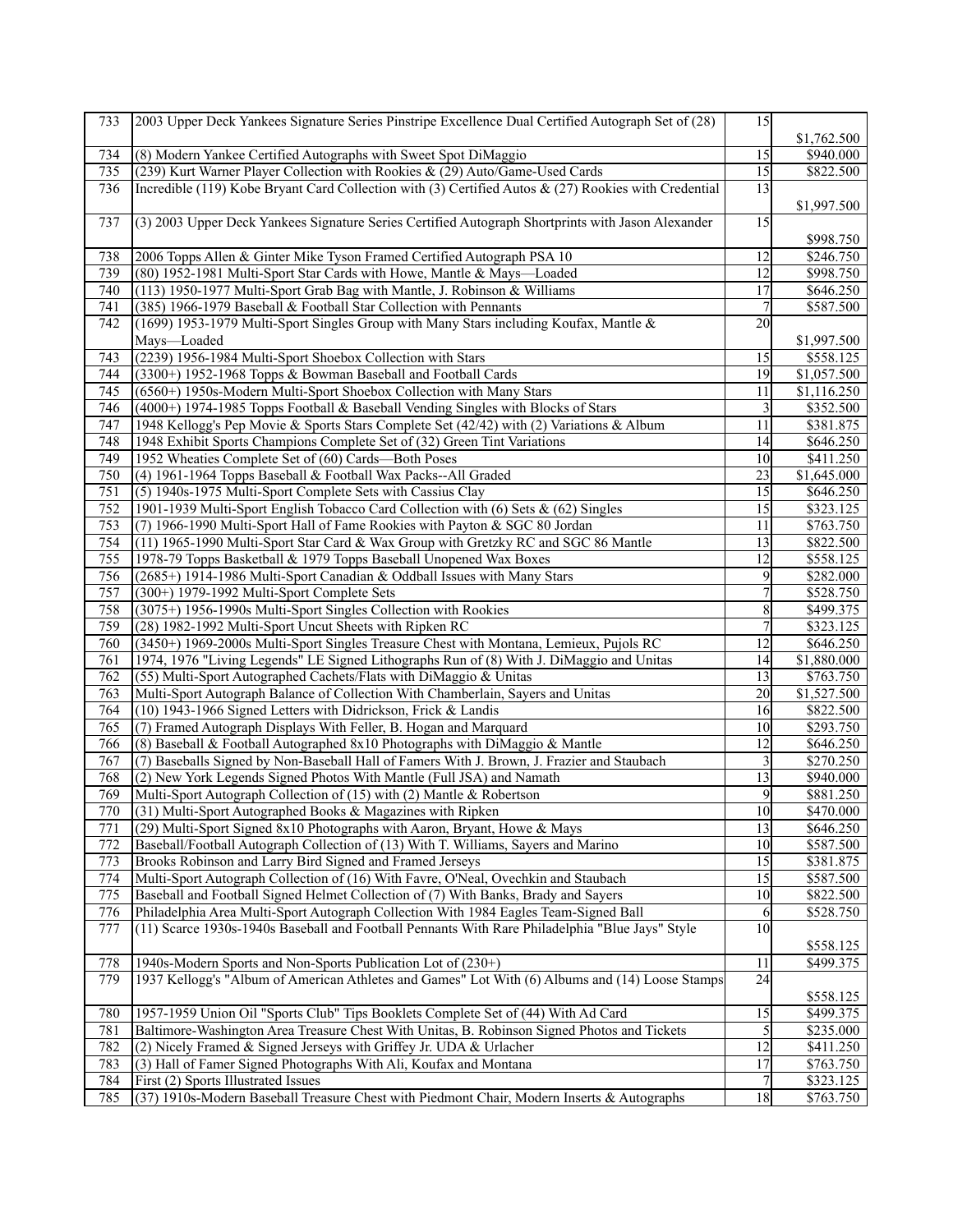| 733 | 2003 Upper Deck Yankees Signature Series Pinstripe Excellence Dual Certified Autograph Set of (28) | 15 | $1,762.500 |
|---|---|---|---|
| 734 | (8) Modern Yankee Certified Autographs with Sweet Spot DiMaggio | 15 | $940.000 |
| 735 | (239) Kurt Warner Player Collection with Rookies & (29) Auto/Game-Used Cards | 15 | $822.500 |
| 736 | Incredible (119) Kobe Bryant Card Collection with (3) Certified Autos & (27) Rookies with Credential | 13 | $1,997.500 |
| 737 | (3) 2003 Upper Deck Yankees Signature Series Certified Autograph Shortprints with Jason Alexander | 15 | $998.750 |
| 738 | 2006 Topps Allen & Ginter Mike Tyson Framed Certified Autograph PSA 10 | 12 | $246.750 |
| 739 | (80) 1952-1981 Multi-Sport Star Cards with Howe, Mantle & Mays—Loaded | 12 | $998.750 |
| 740 | (113) 1950-1977 Multi-Sport Grab Bag with Mantle, J. Robinson & Williams | 17 | $646.250 |
| 741 | (385) 1966-1979 Baseball & Football Star Collection with Pennants | 7 | $587.500 |
| 742 | (1699) 1953-1979 Multi-Sport Singles Group with Many Stars including Koufax, Mantle & Mays—Loaded | 20 | $1,997.500 |
| 743 | (2239) 1956-1984 Multi-Sport Shoebox Collection with Stars | 15 | $558.125 |
| 744 | (3300+) 1952-1968 Topps & Bowman Baseball and Football Cards | 19 | $1,057.500 |
| 745 | (6560+) 1950s-Modern Multi-Sport Shoebox Collection with Many Stars | 11 | $1,116.250 |
| 746 | (4000+) 1974-1985 Topps Football & Baseball Vending Singles with Blocks of Stars | 3 | $352.500 |
| 747 | 1948 Kellogg's Pep Movie & Sports Stars Complete Set (42/42) with (2) Variations & Album | 11 | $381.875 |
| 748 | 1948 Exhibit Sports Champions Complete Set of (32) Green Tint Variations | 14 | $646.250 |
| 749 | 1952 Wheaties Complete Set of (60) Cards—Both Poses | 10 | $411.250 |
| 750 | (4) 1961-1964 Topps Baseball & Football Wax Packs--All Graded | 23 | $1,645.000 |
| 751 | (5) 1940s-1975 Multi-Sport Complete Sets with Cassius Clay | 15 | $646.250 |
| 752 | 1901-1939 Multi-Sport English Tobacco Card Collection with (6) Sets & (62) Singles | 15 | $323.125 |
| 753 | (7) 1966-1990 Multi-Sport Hall of Fame Rookies with Payton & SGC 80 Jordan | 11 | $763.750 |
| 754 | (11) 1965-1990 Multi-Sport Star Card & Wax Group with Gretzky RC and SGC 86 Mantle | 13 | $822.500 |
| 755 | 1978-79 Topps Basketball & 1979 Topps Baseball Unopened Wax Boxes | 12 | $558.125 |
| 756 | (2685+) 1914-1986 Multi-Sport Canadian & Oddball Issues with Many Stars | 9 | $282.000 |
| 757 | (300+) 1979-1992 Multi-Sport Complete Sets | 7 | $528.750 |
| 758 | (3075+) 1956-1990s Multi-Sport Singles Collection with Rookies | 8 | $499.375 |
| 759 | (28) 1982-1992 Multi-Sport Uncut Sheets with Ripken RC | 7 | $323.125 |
| 760 | (3450+) 1969-2000s Multi-Sport Singles Treasure Chest with Montana, Lemieux, Pujols RC | 12 | $646.250 |
| 761 | 1974, 1976 "Living Legends" LE Signed Lithographs Run of (8) With J. DiMaggio and Unitas | 14 | $1,880.000 |
| 762 | (55) Multi-Sport Autographed Cachets/Flats with DiMaggio & Unitas | 13 | $763.750 |
| 763 | Multi-Sport Autograph Balance of Collection With Chamberlain, Sayers and Unitas | 20 | $1,527.500 |
| 764 | (10) 1943-1966 Signed Letters with Didrickson, Frick & Landis | 16 | $822.500 |
| 765 | (7) Framed Autograph Displays With Feller, B. Hogan and Marquard | 10 | $293.750 |
| 766 | (8) Baseball & Football Autographed 8x10 Photographs with DiMaggio & Mantle | 12 | $646.250 |
| 767 | (7) Baseballs Signed by Non-Baseball Hall of Famers With J. Brown, J. Frazier and Staubach | 3 | $270.250 |
| 768 | (2) New York Legends Signed Photos With Mantle (Full JSA) and Namath | 13 | $940.000 |
| 769 | Multi-Sport Autograph Collection of (15) with (2) Mantle & Robertson | 9 | $881.250 |
| 770 | (31) Multi-Sport Autographed Books & Magazines with Ripken | 10 | $470.000 |
| 771 | (29) Multi-Sport Signed 8x10 Photographs with Aaron, Bryant, Howe & Mays | 13 | $646.250 |
| 772 | Baseball/Football Autograph Collection of (13) With T. Williams, Sayers and Marino | 10 | $587.500 |
| 773 | Brooks Robinson and Larry Bird Signed and Framed Jerseys | 15 | $381.875 |
| 774 | Multi-Sport Autograph Collection of (16) With Favre, O'Neal, Ovechkin and Staubach | 15 | $587.500 |
| 775 | Baseball and Football Signed Helmet Collection of (7) With Banks, Brady and Sayers | 10 | $822.500 |
| 776 | Philadelphia Area Multi-Sport Autograph Collection With 1984 Eagles Team-Signed Ball | 6 | $528.750 |
| 777 | (11) Scarce 1930s-1940s Baseball and Football Pennants With Rare Philadelphia "Blue Jays" Style | 10 | $558.125 |
| 778 | 1940s-Modern Sports and Non-Sports Publication Lot of (230+) | 11 | $499.375 |
| 779 | 1937 Kellogg's "Album of American Athletes and Games" Lot With (6) Albums and (14) Loose Stamps | 24 | $558.125 |
| 780 | 1957-1959 Union Oil "Sports Club" Tips Booklets Complete Set of (44) With Ad Card | 15 | $499.375 |
| 781 | Baltimore-Washington Area Treasure Chest With Unitas, B. Robinson Signed Photos and Tickets | 5 | $235.000 |
| 782 | (2) Nicely Framed & Signed Jerseys with Griffey Jr. UDA & Urlacher | 12 | $411.250 |
| 783 | (3) Hall of Famer Signed Photographs With Ali, Koufax and Montana | 17 | $763.750 |
| 784 | First (2) Sports Illustrated Issues | 7 | $323.125 |
| 785 | (37) 1910s-Modern Baseball Treasure Chest with Piedmont Chair, Modern Inserts & Autographs | 18 | $763.750 |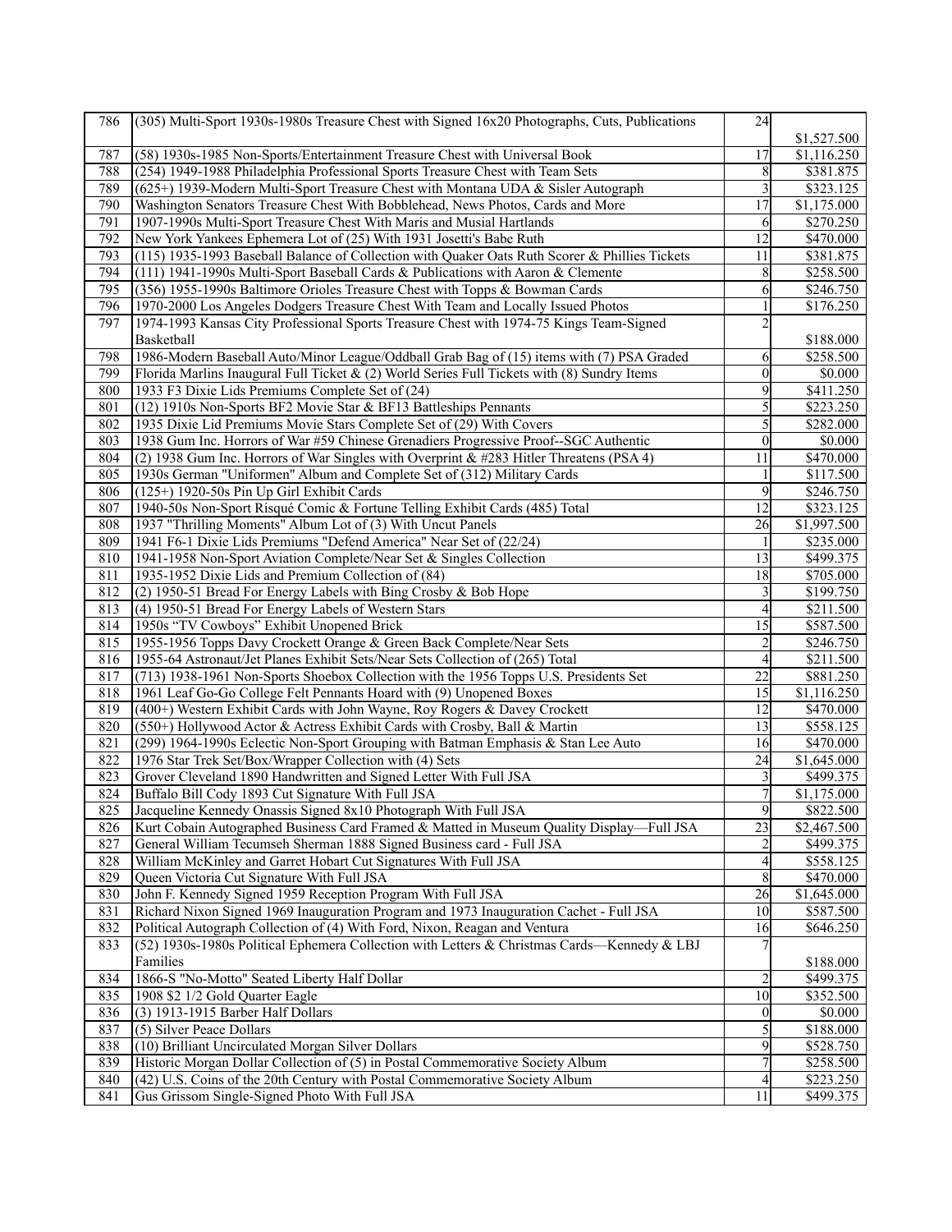| 786 | (305) Multi-Sport 1930s-1980s Treasure Chest with Signed 16x20 Photographs, Cuts, Publications | 24 | $1,527.500 |
|---|---|---|---|
| 787 | (58) 1930s-1985 Non-Sports/Entertainment Treasure Chest with Universal Book | 17 | $1,116.250 |
| 788 | (254) 1949-1988 Philadelphia Professional Sports Treasure Chest with Team Sets | 8 | $381.875 |
| 789 | (625+) 1939-Modern Multi-Sport Treasure Chest with Montana UDA & Sisler Autograph | 3 | $323.125 |
| 790 | Washington Senators Treasure Chest With Bobblehead, News Photos, Cards and More | 17 | $1,175.000 |
| 791 | 1907-1990s Multi-Sport Treasure Chest With Maris and Musial Hartlands | 6 | $270.250 |
| 792 | New York Yankees Ephemera Lot of (25) With 1931 Josetti's Babe Ruth | 12 | $470.000 |
| 793 | (115) 1935-1993 Baseball Balance of Collection with Quaker Oats Ruth Scorer & Phillies Tickets | 11 | $381.875 |
| 794 | (111) 1941-1990s Multi-Sport Baseball Cards & Publications with Aaron & Clemente | 8 | $258.500 |
| 795 | (356) 1955-1990s Baltimore Orioles Treasure Chest with Topps & Bowman Cards | 6 | $246.750 |
| 796 | 1970-2000 Los Angeles Dodgers Treasure Chest With Team and Locally Issued Photos | 1 | $176.250 |
| 797 | 1974-1993 Kansas City Professional Sports Treasure Chest with 1974-75 Kings Team-Signed Basketball | 2 | $188.000 |
| 798 | 1986-Modern Baseball Auto/Minor League/Oddball Grab Bag of (15) items with (7) PSA Graded | 6 | $258.500 |
| 799 | Florida Marlins Inaugural Full Ticket & (2) World Series Full Tickets with (8) Sundry Items | 0 | $0.000 |
| 800 | 1933 F3 Dixie Lids Premiums Complete Set of (24) | 9 | $411.250 |
| 801 | (12) 1910s Non-Sports BF2 Movie Star & BF13 Battleships Pennants | 5 | $223.250 |
| 802 | 1935 Dixie Lid Premiums Movie Stars Complete Set of (29) With Covers | 5 | $282.000 |
| 803 | 1938 Gum Inc. Horrors of War #59 Chinese Grenadiers Progressive Proof--SGC Authentic | 0 | $0.000 |
| 804 | (2) 1938 Gum Inc. Horrors of War Singles with Overprint & #283 Hitler Threatens (PSA 4) | 11 | $470.000 |
| 805 | 1930s German "Uniformen" Album and Complete Set of (312) Military Cards | 1 | $117.500 |
| 806 | (125+) 1920-50s Pin Up Girl Exhibit Cards | 9 | $246.750 |
| 807 | 1940-50s Non-Sport Risqué Comic & Fortune Telling Exhibit Cards (485) Total | 12 | $323.125 |
| 808 | 1937 "Thrilling Moments" Album Lot of (3) With Uncut Panels | 26 | $1,997.500 |
| 809 | 1941 F6-1 Dixie Lids Premiums "Defend America" Near Set of (22/24) | 1 | $235.000 |
| 810 | 1941-1958 Non-Sport Aviation Complete/Near Set & Singles Collection | 13 | $499.375 |
| 811 | 1935-1952 Dixie Lids and Premium Collection of (84) | 18 | $705.000 |
| 812 | (2) 1950-51 Bread For Energy Labels with Bing Crosby & Bob Hope | 3 | $199.750 |
| 813 | (4) 1950-51 Bread For Energy Labels of Western Stars | 4 | $211.500 |
| 814 | 1950s "TV Cowboys" Exhibit Unopened Brick | 15 | $587.500 |
| 815 | 1955-1956 Topps Davy Crockett Orange & Green Back Complete/Near Sets | 2 | $246.750 |
| 816 | 1955-64 Astronaut/Jet Planes Exhibit Sets/Near Sets Collection of (265) Total | 4 | $211.500 |
| 817 | (713) 1938-1961 Non-Sports Shoebox Collection with the 1956 Topps U.S. Presidents Set | 22 | $881.250 |
| 818 | 1961 Leaf Go-Go College Felt Pennants Hoard with (9) Unopened Boxes | 15 | $1,116.250 |
| 819 | (400+) Western Exhibit Cards with John Wayne, Roy Rogers & Davey Crockett | 12 | $470.000 |
| 820 | (550+) Hollywood Actor & Actress Exhibit Cards with Crosby, Ball & Martin | 13 | $558.125 |
| 821 | (299) 1964-1990s Eclectic Non-Sport Grouping with Batman Emphasis & Stan Lee Auto | 16 | $470.000 |
| 822 | 1976 Star Trek Set/Box/Wrapper Collection with (4) Sets | 24 | $1,645.000 |
| 823 | Grover Cleveland 1890 Handwritten and Signed Letter With Full JSA | 3 | $499.375 |
| 824 | Buffalo Bill Cody 1893 Cut Signature With Full JSA | 7 | $1,175.000 |
| 825 | Jacqueline Kennedy Onassis Signed 8x10 Photograph With Full JSA | 9 | $822.500 |
| 826 | Kurt Cobain Autographed Business Card Framed & Matted in Museum Quality Display—Full JSA | 23 | $2,467.500 |
| 827 | General William Tecumseh Sherman 1888 Signed Business card - Full JSA | 2 | $499.375 |
| 828 | William McKinley and Garret Hobart Cut Signatures With Full JSA | 4 | $558.125 |
| 829 | Queen Victoria Cut Signature With Full JSA | 8 | $470.000 |
| 830 | John F. Kennedy Signed 1959 Reception Program With Full JSA | 26 | $1,645.000 |
| 831 | Richard Nixon Signed 1969 Inauguration Program and 1973 Inauguration Cachet - Full JSA | 10 | $587.500 |
| 832 | Political Autograph Collection of (4) With Ford, Nixon, Reagan and Ventura | 16 | $646.250 |
| 833 | (52) 1930s-1980s Political Ephemera Collection with Letters & Christmas Cards—Kennedy & LBJ Families | 7 | $188.000 |
| 834 | 1866-S "No-Motto" Seated Liberty Half Dollar | 2 | $499.375 |
| 835 | 1908 $2 1/2 Gold Quarter Eagle | 10 | $352.500 |
| 836 | (3) 1913-1915 Barber Half Dollars | 0 | $0.000 |
| 837 | (5) Silver Peace Dollars | 5 | $188.000 |
| 838 | (10) Brilliant Uncirculated Morgan Silver Dollars | 9 | $528.750 |
| 839 | Historic Morgan Dollar Collection of (5) in Postal Commemorative Society Album | 7 | $258.500 |
| 840 | (42) U.S. Coins of the 20th Century with Postal Commemorative Society Album | 4 | $223.250 |
| 841 | Gus Grissom Single-Signed Photo With Full JSA | 11 | $499.375 |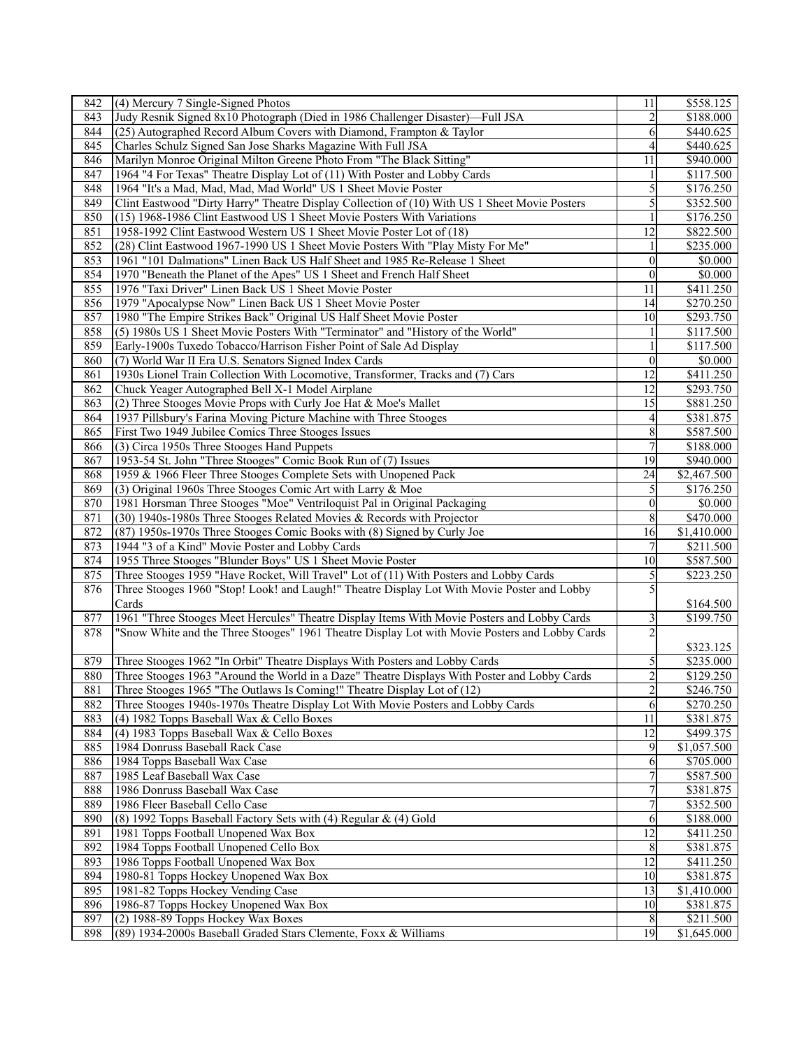| 842 | (4) Mercury 7 Single-Signed Photos | 11 | $558.125 |
|---|---|---|---|
| 843 | Judy Resnik Signed 8x10 Photograph (Died in 1986 Challenger Disaster)—Full JSA | 2 | $188.000 |
| 844 | (25) Autographed Record Album Covers with Diamond, Frampton & Taylor | 6 | $440.625 |
| 845 | Charles Schulz Signed San Jose Sharks Magazine With Full JSA | 4 | $440.625 |
| 846 | Marilyn Monroe Original Milton Greene Photo From "The Black Sitting" | 11 | $940.000 |
| 847 | 1964 "4 For Texas" Theatre Display Lot of (11) With Poster and Lobby Cards | 1 | $117.500 |
| 848 | 1964 "It's a Mad, Mad, Mad, Mad World" US 1 Sheet Movie Poster | 5 | $176.250 |
| 849 | Clint Eastwood "Dirty Harry" Theatre Display Collection of (10) With US 1 Sheet Movie Posters | 5 | $352.500 |
| 850 | (15) 1968-1986 Clint Eastwood US 1 Sheet Movie Posters With Variations | 1 | $176.250 |
| 851 | 1958-1992 Clint Eastwood Western US 1 Sheet Movie Poster Lot of (18) | 12 | $822.500 |
| 852 | (28) Clint Eastwood 1967-1990 US 1 Sheet Movie Posters With "Play Misty For Me" | 1 | $235.000 |
| 853 | 1961 "101 Dalmations" Linen Back US Half Sheet and 1985 Re-Release 1 Sheet | 0 | $0.000 |
| 854 | 1970 "Beneath the Planet of the Apes" US 1 Sheet and French Half Sheet | 0 | $0.000 |
| 855 | 1976 "Taxi Driver" Linen Back US 1 Sheet Movie Poster | 11 | $411.250 |
| 856 | 1979 "Apocalypse Now" Linen Back US 1 Sheet Movie Poster | 14 | $270.250 |
| 857 | 1980 "The Empire Strikes Back" Original US Half Sheet Movie Poster | 10 | $293.750 |
| 858 | (5) 1980s US 1 Sheet Movie Posters With "Terminator" and "History of the World" | 1 | $117.500 |
| 859 | Early-1900s Tuxedo Tobacco/Harrison Fisher Point of Sale Ad Display | 1 | $117.500 |
| 860 | (7) World War II Era U.S. Senators Signed Index Cards | 0 | $0.000 |
| 861 | 1930s Lionel Train Collection With Locomotive, Transformer, Tracks and (7) Cars | 12 | $411.250 |
| 862 | Chuck Yeager Autographed Bell X-1 Model Airplane | 12 | $293.750 |
| 863 | (2) Three Stooges Movie Props with Curly Joe Hat & Moe's Mallet | 15 | $881.250 |
| 864 | 1937 Pillsbury's Farina Moving Picture Machine with Three Stooges | 4 | $381.875 |
| 865 | First Two 1949 Jubilee Comics Three Stooges Issues | 8 | $587.500 |
| 866 | (3) Circa 1950s Three Stooges Hand Puppets | 7 | $188.000 |
| 867 | 1953-54 St. John "Three Stooges" Comic Book Run of (7) Issues | 19 | $940.000 |
| 868 | 1959 & 1966 Fleer Three Stooges Complete Sets with Unopened Pack | 24 | $2,467.500 |
| 869 | (3) Original 1960s Three Stooges Comic Art with Larry & Moe | 5 | $176.250 |
| 870 | 1981 Horsman Three Stooges "Moe" Ventriloquist Pal in Original Packaging | 0 | $0.000 |
| 871 | (30) 1940s-1980s Three Stooges Related Movies & Records with Projector | 8 | $470.000 |
| 872 | (87) 1950s-1970s Three Stooges Comic Books with (8) Signed by Curly Joe | 16 | $1,410.000 |
| 873 | 1944 "3 of a Kind" Movie Poster and Lobby Cards | 7 | $211.500 |
| 874 | 1955 Three Stooges "Blunder Boys" US 1 Sheet Movie Poster | 10 | $587.500 |
| 875 | Three Stooges 1959 "Have Rocket, Will Travel" Lot of (11) With Posters and Lobby Cards | 5 | $223.250 |
| 876 | Three Stooges 1960 "Stop! Look! and Laugh!" Theatre Display Lot With Movie Poster and Lobby Cards | 5 | $164.500 |
| 877 | 1961 "Three Stooges Meet Hercules" Theatre Display Items With Movie Posters and Lobby Cards | 3 | $199.750 |
| 878 | "Snow White and the Three Stooges" 1961 Theatre Display Lot with Movie Posters and Lobby Cards | 2 | $323.125 |
| 879 | Three Stooges 1962 "In Orbit" Theatre Displays With Posters and Lobby Cards | 5 | $235.000 |
| 880 | Three Stooges 1963 "Around the World in a Daze" Theatre Displays With Poster and Lobby Cards | 2 | $129.250 |
| 881 | Three Stooges 1965 "The Outlaws Is Coming!" Theatre Display Lot of (12) | 2 | $246.750 |
| 882 | Three Stooges 1940s-1970s Theatre Display Lot With Movie Posters and Lobby Cards | 6 | $270.250 |
| 883 | (4) 1982 Topps Baseball Wax & Cello Boxes | 11 | $381.875 |
| 884 | (4) 1983 Topps Baseball Wax & Cello Boxes | 12 | $499.375 |
| 885 | 1984 Donruss Baseball Rack Case | 9 | $1,057.500 |
| 886 | 1984 Topps Baseball Wax Case | 6 | $705.000 |
| 887 | 1985 Leaf Baseball Wax Case | 7 | $587.500 |
| 888 | 1986 Donruss Baseball Wax Case | 7 | $381.875 |
| 889 | 1986 Fleer Baseball Cello Case | 7 | $352.500 |
| 890 | (8) 1992 Topps Baseball Factory Sets with (4) Regular & (4) Gold | 6 | $188.000 |
| 891 | 1981 Topps Football Unopened Wax Box | 12 | $411.250 |
| 892 | 1984 Topps Football Unopened Cello Box | 8 | $381.875 |
| 893 | 1986 Topps Football Unopened Wax Box | 12 | $411.250 |
| 894 | 1980-81 Topps Hockey Unopened Wax Box | 10 | $381.875 |
| 895 | 1981-82 Topps Hockey Vending Case | 13 | $1,410.000 |
| 896 | 1986-87 Topps Hockey Unopened Wax Box | 10 | $381.875 |
| 897 | (2) 1988-89 Topps Hockey Wax Boxes | 8 | $211.500 |
| 898 | (89) 1934-2000s Baseball Graded Stars Clemente, Foxx & Williams | 19 | $1,645.000 |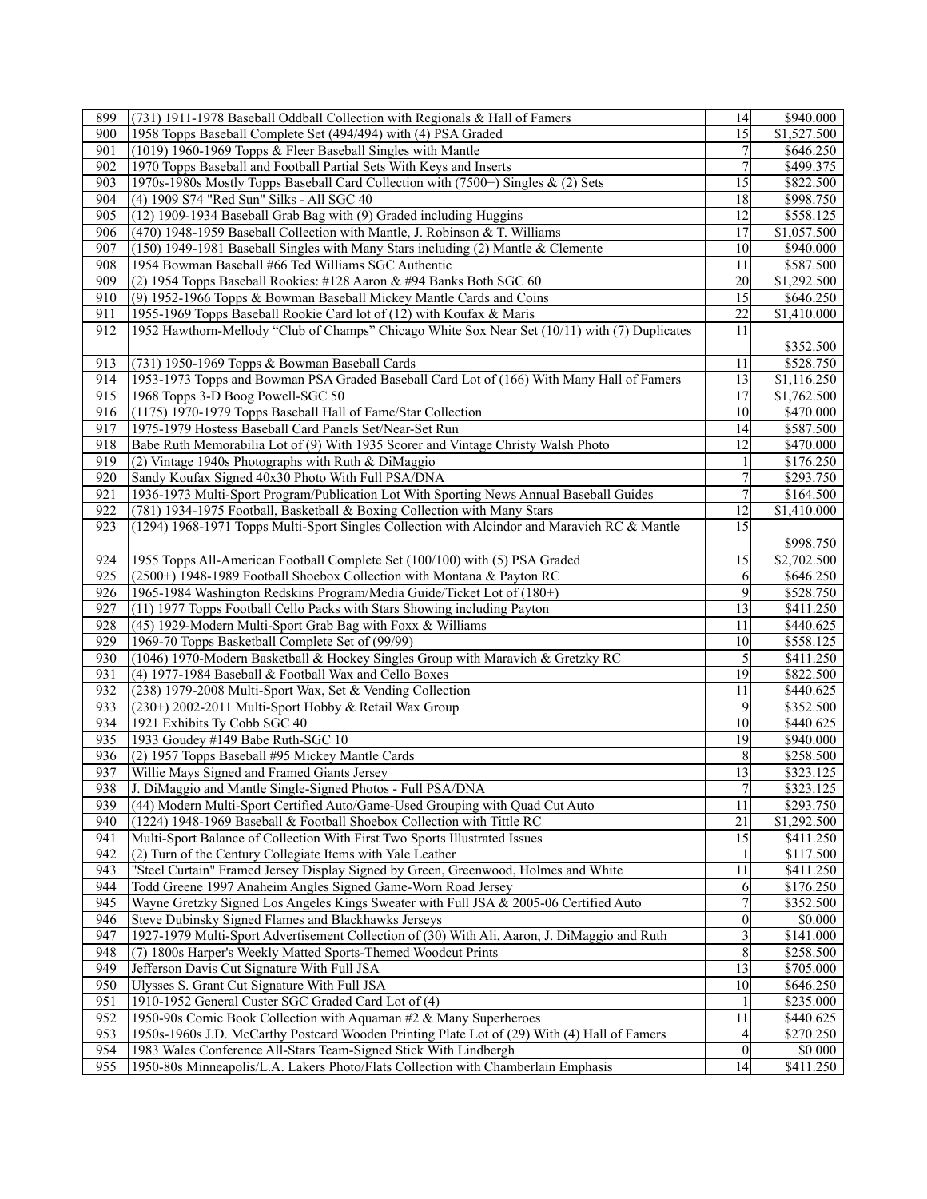| 899 | (731) 1911-1978 Baseball Oddball Collection with Regionals & Hall of Famers | 14 | $940.000 |
|---|---|---|---|
| 900 | 1958 Topps Baseball Complete Set (494/494) with (4) PSA Graded | 15 | $1,527.500 |
| 901 | (1019) 1960-1969 Topps & Fleer Baseball Singles with Mantle | 7 | $646.250 |
| 902 | 1970 Topps Baseball and Football Partial Sets With Keys and Inserts | 7 | $499.375 |
| 903 | 1970s-1980s Mostly Topps Baseball Card Collection with (7500+) Singles & (2) Sets | 15 | $822.500 |
| 904 | (4) 1909 S74 "Red Sun" Silks - All SGC 40 | 18 | $998.750 |
| 905 | (12) 1909-1934 Baseball Grab Bag with (9) Graded including Huggins | 12 | $558.125 |
| 906 | (470) 1948-1959 Baseball Collection with Mantle, J. Robinson & T. Williams | 17 | $1,057.500 |
| 907 | (150) 1949-1981 Baseball Singles with Many Stars including (2) Mantle & Clemente | 10 | $940.000 |
| 908 | 1954 Bowman Baseball #66 Ted Williams SGC Authentic | 11 | $587.500 |
| 909 | (2) 1954 Topps Baseball Rookies: #128 Aaron & #94 Banks Both SGC 60 | 20 | $1,292.500 |
| 910 | (9) 1952-1966 Topps & Bowman Baseball Mickey Mantle Cards and Coins | 15 | $646.250 |
| 911 | 1955-1969 Topps Baseball Rookie Card lot of (12) with Koufax & Maris | 22 | $1,410.000 |
| 912 | 1952 Hawthorn-Mellody "Club of Champs" Chicago White Sox Near Set (10/11) with (7) Duplicates | 11 | $352.500 |
| 913 | (731) 1950-1969 Topps & Bowman Baseball Cards | 11 | $528.750 |
| 914 | 1953-1973 Topps and Bowman PSA Graded Baseball Card Lot of (166) With Many Hall of Famers | 13 | $1,116.250 |
| 915 | 1968 Topps 3-D Boog Powell-SGC 50 | 17 | $1,762.500 |
| 916 | (1175) 1970-1979 Topps Baseball Hall of Fame/Star Collection | 10 | $470.000 |
| 917 | 1975-1979 Hostess Baseball Card Panels Set/Near-Set Run | 14 | $587.500 |
| 918 | Babe Ruth Memorabilia Lot of (9) With 1935 Scorer and Vintage Christy Walsh Photo | 12 | $470.000 |
| 919 | (2) Vintage 1940s Photographs with Ruth & DiMaggio | 1 | $176.250 |
| 920 | Sandy Koufax Signed 40x30 Photo With Full PSA/DNA | 7 | $293.750 |
| 921 | 1936-1973 Multi-Sport Program/Publication Lot With Sporting News Annual Baseball Guides | 7 | $164.500 |
| 922 | (781) 1934-1975 Football, Basketball & Boxing Collection with Many Stars | 12 | $1,410.000 |
| 923 | (1294) 1968-1971 Topps Multi-Sport Singles Collection with Alcindor and Maravich RC & Mantle | 15 | $998.750 |
| 924 | 1955 Topps All-American Football Complete Set (100/100) with (5) PSA Graded | 15 | $2,702.500 |
| 925 | (2500+) 1948-1989 Football Shoebox Collection with Montana & Payton RC | 6 | $646.250 |
| 926 | 1965-1984 Washington Redskins Program/Media Guide/Ticket Lot of (180+) | 9 | $528.750 |
| 927 | (11) 1977 Topps Football Cello Packs with Stars Showing including Payton | 13 | $411.250 |
| 928 | (45) 1929-Modern Multi-Sport Grab Bag with Foxx & Williams | 11 | $440.625 |
| 929 | 1969-70 Topps Basketball Complete Set of (99/99) | 10 | $558.125 |
| 930 | (1046) 1970-Modern Basketball & Hockey Singles Group with Maravich & Gretzky RC | 5 | $411.250 |
| 931 | (4) 1977-1984 Baseball & Football Wax and Cello Boxes | 19 | $822.500 |
| 932 | (238) 1979-2008 Multi-Sport Wax, Set & Vending Collection | 11 | $440.625 |
| 933 | (230+) 2002-2011 Multi-Sport Hobby & Retail Wax Group | 9 | $352.500 |
| 934 | 1921 Exhibits Ty Cobb SGC 40 | 10 | $440.625 |
| 935 | 1933 Goudey #149 Babe Ruth-SGC 10 | 19 | $940.000 |
| 936 | (2) 1957 Topps Baseball #95 Mickey Mantle Cards | 8 | $258.500 |
| 937 | Willie Mays Signed and Framed Giants Jersey | 13 | $323.125 |
| 938 | J. DiMaggio and Mantle Single-Signed Photos - Full PSA/DNA | 7 | $323.125 |
| 939 | (44) Modern Multi-Sport Certified Auto/Game-Used Grouping with Quad Cut Auto | 11 | $293.750 |
| 940 | (1224) 1948-1969 Baseball & Football Shoebox Collection with Tittle RC | 21 | $1,292.500 |
| 941 | Multi-Sport Balance of Collection With First Two Sports Illustrated Issues | 15 | $411.250 |
| 942 | (2) Turn of the Century Collegiate Items with Yale Leather | 1 | $117.500 |
| 943 | "Steel Curtain" Framed Jersey Display Signed by Green, Greenwood, Holmes and White | 11 | $411.250 |
| 944 | Todd Greene 1997 Anaheim Angles Signed Game-Worn Road Jersey | 6 | $176.250 |
| 945 | Wayne Gretzky Signed Los Angeles Kings Sweater with Full JSA & 2005-06 Certified Auto | 7 | $352.500 |
| 946 | Steve Dubinsky Signed Flames and Blackhawks Jerseys | 0 | $0.000 |
| 947 | 1927-1979 Multi-Sport Advertisement Collection of (30) With Ali, Aaron, J. DiMaggio and Ruth | 3 | $141.000 |
| 948 | (7) 1800s Harper's Weekly Matted Sports-Themed Woodcut Prints | 8 | $258.500 |
| 949 | Jefferson Davis Cut Signature With Full JSA | 13 | $705.000 |
| 950 | Ulysses S. Grant Cut Signature With Full JSA | 10 | $646.250 |
| 951 | 1910-1952 General Custer SGC Graded Card Lot of (4) | 1 | $235.000 |
| 952 | 1950-90s Comic Book Collection with Aquaman #2 & Many Superheroes | 11 | $440.625 |
| 953 | 1950s-1960s J.D. McCarthy Postcard Wooden Printing Plate Lot of (29) With (4) Hall of Famers | 4 | $270.250 |
| 954 | 1983 Wales Conference All-Stars Team-Signed Stick With Lindbergh | 0 | $0.000 |
| 955 | 1950-80s Minneapolis/L.A. Lakers Photo/Flats Collection with Chamberlain Emphasis | 14 | $411.250 |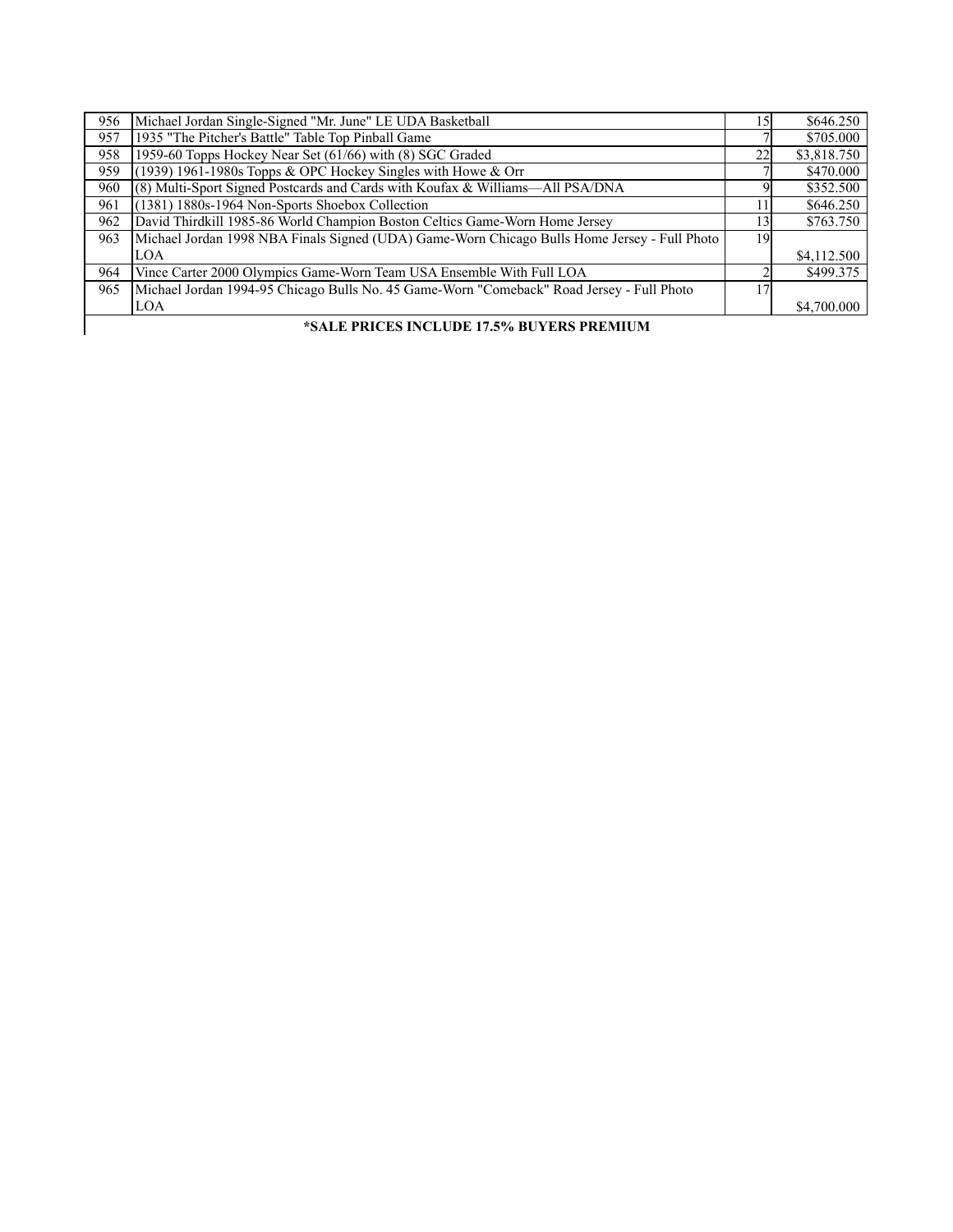| | | | |
|---|---|---|---|
| 956 | Michael Jordan Single-Signed "Mr. June" LE UDA Basketball | 15 | $646.250 |
| 957 | 1935 "The Pitcher's Battle" Table Top Pinball Game | 7 | $705.000 |
| 958 | 1959-60 Topps Hockey Near Set (61/66) with (8) SGC Graded | 22 | $3,818.750 |
| 959 | (1939) 1961-1980s Topps & OPC Hockey Singles with Howe & Orr | 7 | $470.000 |
| 960 | (8) Multi-Sport Signed Postcards and Cards with Koufax & Williams—All PSA/DNA | 9 | $352.500 |
| 961 | (1381) 1880s-1964 Non-Sports Shoebox Collection | 11 | $646.250 |
| 962 | David Thirdkill 1985-86 World Champion Boston Celtics Game-Worn Home Jersey | 13 | $763.750 |
| 963 | Michael Jordan 1998 NBA Finals Signed (UDA) Game-Worn Chicago Bulls Home Jersey - Full Photo LOA | 19 | $4,112.500 |
| 964 | Vince Carter 2000 Olympics Game-Worn Team USA Ensemble With Full LOA | 2 | $499.375 |
| 965 | Michael Jordan 1994-95 Chicago Bulls No. 45 Game-Worn "Comeback" Road Jersey - Full Photo LOA | 17 | $4,700.000 |

**\*SALE PRICES INCLUDE 17.5% BUYERS PREMIUM**